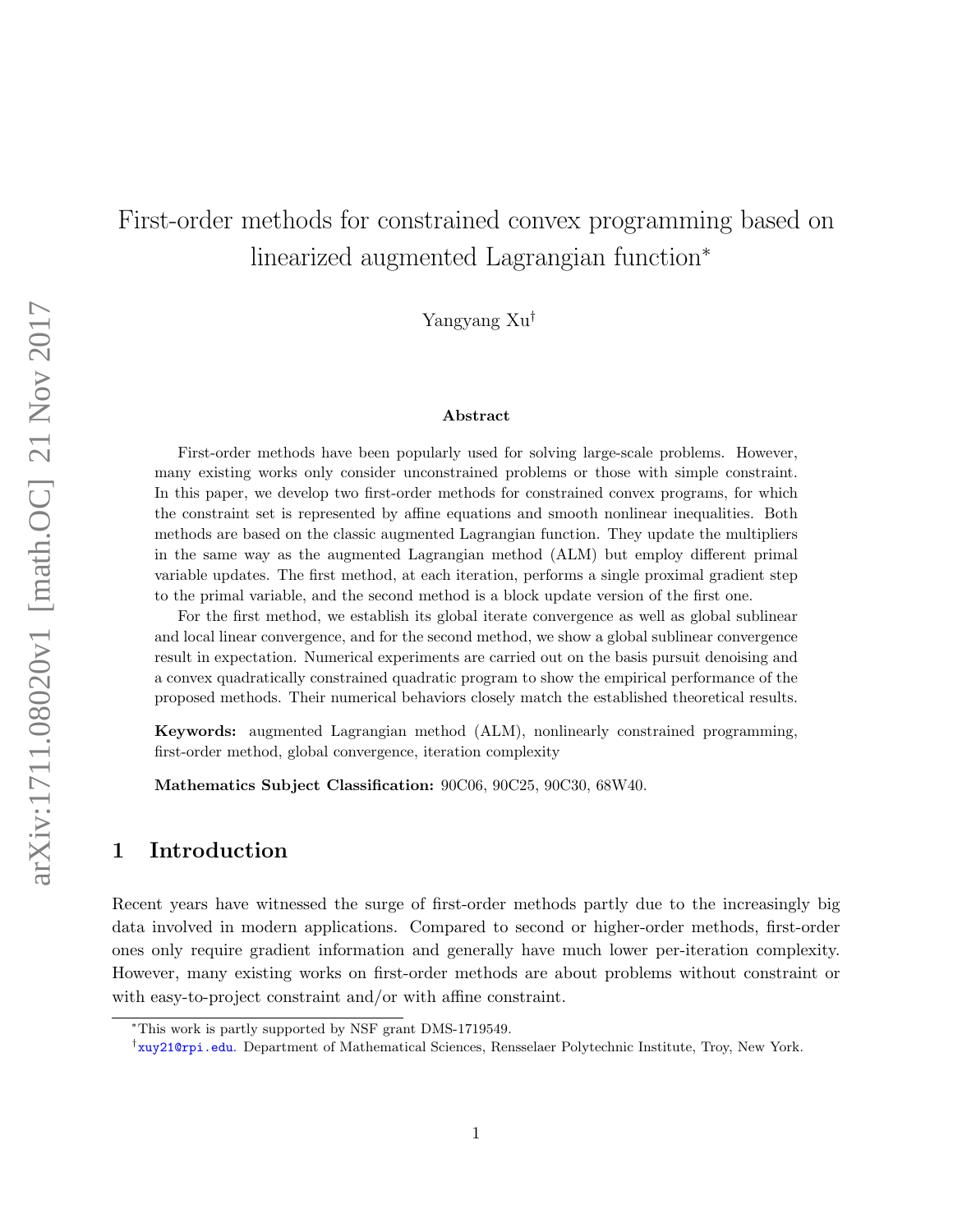# First-order methods for constrained convex programming based on linearized augmented Lagrangian function*

Yangyang Xu[†]

### Abstract

First-order methods have been popularly used for solving large-scale problems. However, many existing works only consider unconstrained problems or those with simple constraint. In this paper, we develop two first-order methods for constrained convex programs, for which the constraint set is represented by affine equations and smooth nonlinear inequalities. Both methods are based on the classic augmented Lagrangian function. They update the multipliers in the same way as the augmented Lagrangian method (ALM) but employ different primal variable updates. The first method, at each iteration, performs a single proximal gradient step to the primal variable, and the second method is a block update version of the first one.

For the first method, we establish its global iterate convergence as well as global sublinear and local linear convergence, and for the second method, we show a global sublinear convergence result in expectation. Numerical experiments are carried out on the basis pursuit denoising and a convex quadratically constrained quadratic program to show the empirical performance of the proposed methods. Their numerical behaviors closely match the established theoretical results.

**Keywords:** augmented Lagrangian method (ALM), nonlinearly constrained programming, first-order method, global convergence, iteration complexity

**Mathematics Subject Classification:** 90C06, 90C25, 90C30, 68W40.

## 1 Introduction

Recent years have witnessed the surge of first-order methods partly due to the increasingly big data involved in modern applications. Compared to second or higher-order methods, first-order ones only require gradient information and generally have much lower per-iteration complexity. However, many existing works on first-order methods are about problems without constraint or with easy-to-project constraint and/or with affine constraint.

*This work is partly supported by NSF grant DMS-1719549.

[†]xuy21@rpi.edu. Department of Mathematical Sciences, Rensselaer Polytechnic Institute, Troy, New York.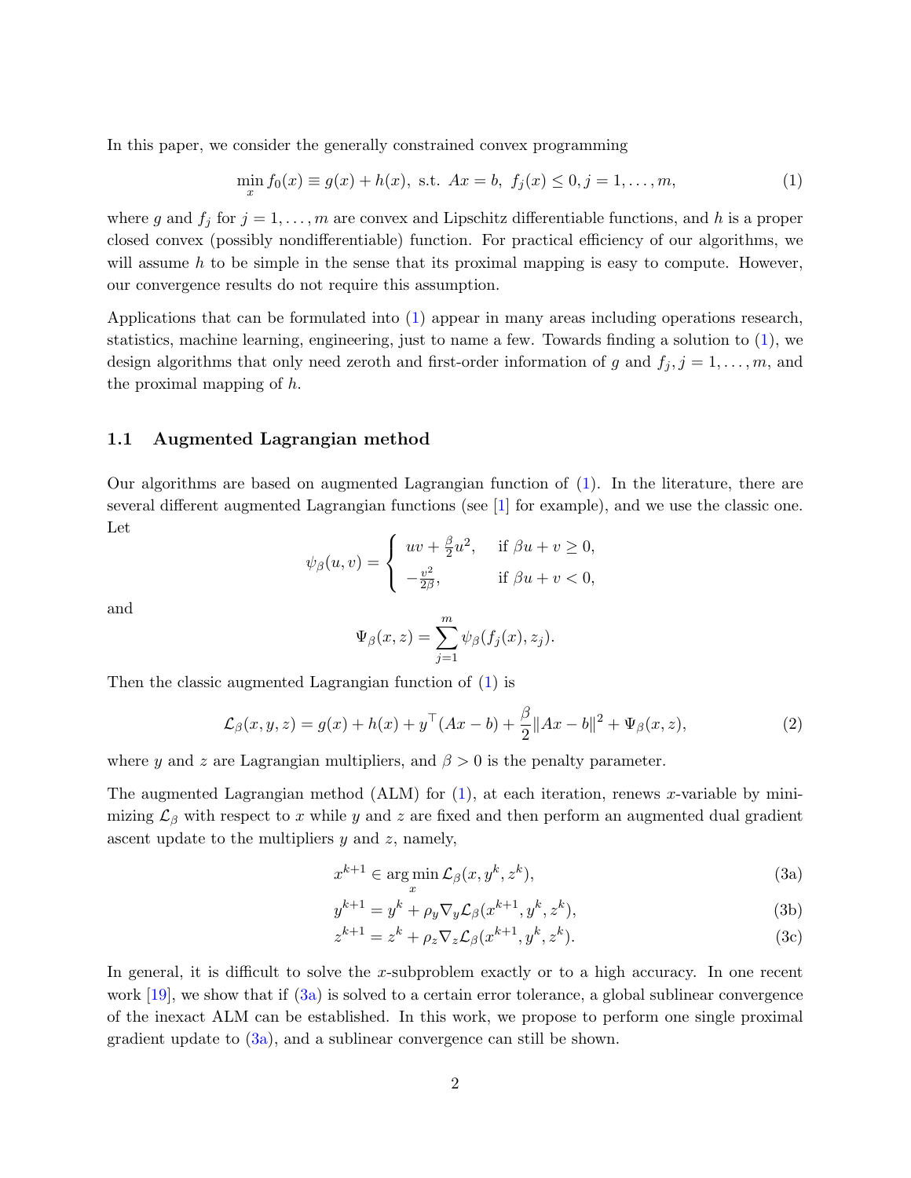In this paper, we consider the generally constrained convex programming

$$\min_{x} f_0(x) \equiv g(x) + h(x), \text{ s.t. } Ax = b, \ f_j(x) \leq 0, j = 1, \ldots, m, \tag{1}$$

where $g$ and $f_j$ for $j = 1, \ldots, m$ are convex and Lipschitz differentiable functions, and $h$ is a proper closed convex (possibly nondifferentiable) function. For practical efficiency of our algorithms, we will assume $h$ to be simple in the sense that its proximal mapping is easy to compute. However, our convergence results do not require this assumption.

Applications that can be formulated into (1) appear in many areas including operations research, statistics, machine learning, engineering, just to name a few. Towards finding a solution to (1), we design algorithms that only need zeroth and first-order information of $g$ and $f_j, j = 1, \ldots, m$, and the proximal mapping of $h$.

## 1.1 Augmented Lagrangian method

Our algorithms are based on augmented Lagrangian function of (1). In the literature, there are several different augmented Lagrangian functions (see [1] for example), and we use the classic one. Let

$$\psi_\beta(u, v) = \begin{cases} uv + \frac{\beta}{2}u^2, & \text{if } \beta u + v \geq 0, \\ -\frac{v^2}{2\beta}, & \text{if } \beta u + v < 0, \end{cases}$$

and

$$\Psi_\beta(x, z) = \sum_{j=1}^{m} \psi_\beta(f_j(x), z_j).$$

Then the classic augmented Lagrangian function of (1) is

$$\mathcal{L}_\beta(x, y, z) = g(x) + h(x) + y^\top (Ax - b) + \frac{\beta}{2}\|Ax - b\|^2 + \Psi_\beta(x, z), \tag{2}$$

where $y$ and $z$ are Lagrangian multipliers, and $\beta > 0$ is the penalty parameter.

The augmented Lagrangian method (ALM) for (1), at each iteration, renews $x$-variable by minimizing $\mathcal{L}_\beta$ with respect to $x$ while $y$ and $z$ are fixed and then perform an augmented dual gradient ascent update to the multipliers $y$ and $z$, namely,

$$x^{k+1} \in \arg\min_{x} \mathcal{L}_\beta(x, y^k, z^k), \tag{3a}$$

$$y^{k+1} = y^k + \rho_y \nabla_y \mathcal{L}_\beta(x^{k+1}, y^k, z^k), \tag{3b}$$

$$z^{k+1} = z^k + \rho_z \nabla_z \mathcal{L}_\beta(x^{k+1}, y^k, z^k). \tag{3c}$$

In general, it is difficult to solve the $x$-subproblem exactly or to a high accuracy. In one recent work [19], we show that if (3a) is solved to a certain error tolerance, a global sublinear convergence of the inexact ALM can be established. In this work, we propose to perform one single proximal gradient update to (3a), and a sublinear convergence can still be shown.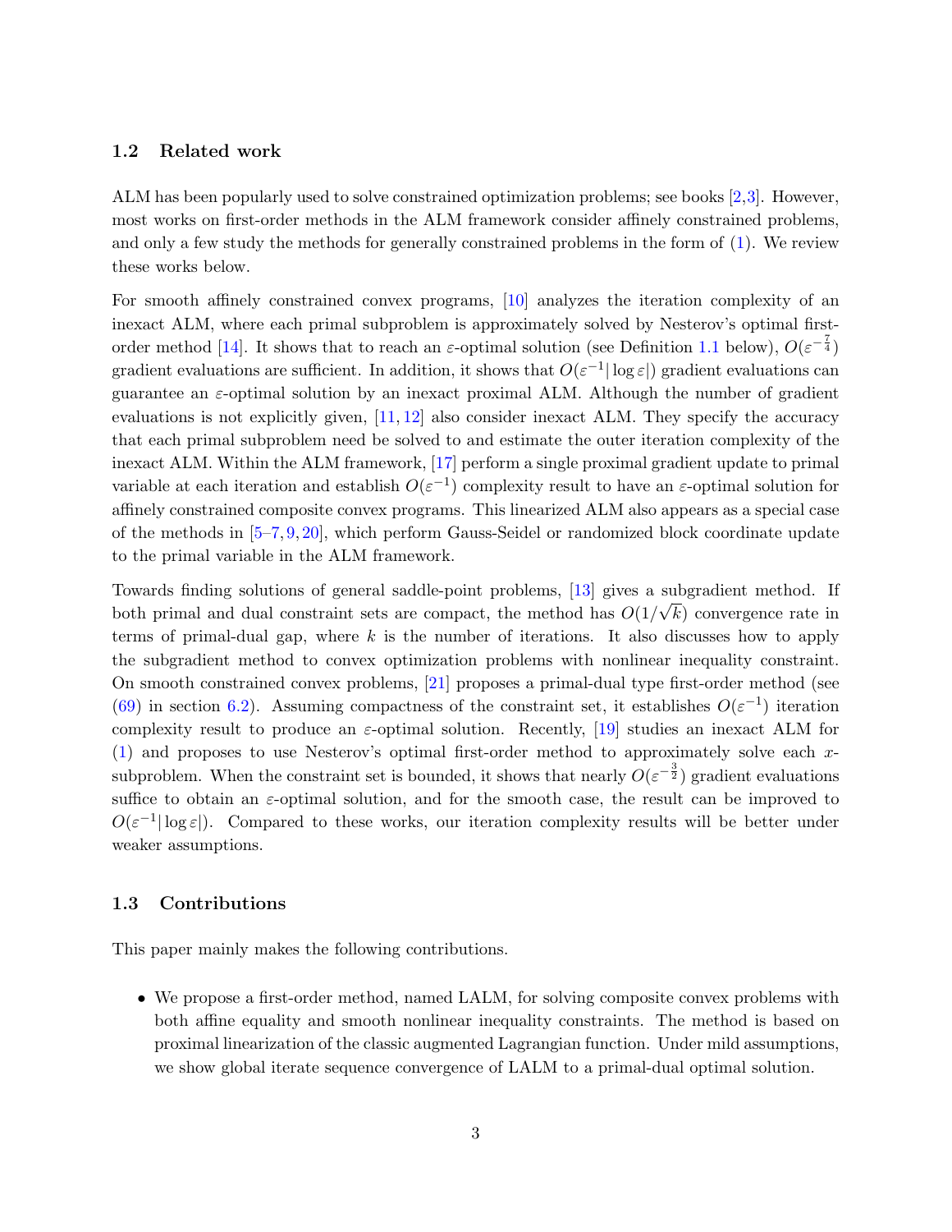### 1.2 Related work

ALM has been popularly used to solve constrained optimization problems; see books [2,3]. However, most works on first-order methods in the ALM framework consider affinely constrained problems, and only a few study the methods for generally constrained problems in the form of (1). We review these works below.

For smooth affinely constrained convex programs, [10] analyzes the iteration complexity of an inexact ALM, where each primal subproblem is approximately solved by Nesterov's optimal first-order method [14]. It shows that to reach an $\varepsilon$-optimal solution (see Definition 1.1 below), $O(\varepsilon^{-\frac{7}{4}})$ gradient evaluations are sufficient. In addition, it shows that $O(\varepsilon^{-1}|\log \varepsilon|)$ gradient evaluations can guarantee an $\varepsilon$-optimal solution by an inexact proximal ALM. Although the number of gradient evaluations is not explicitly given, [11, 12] also consider inexact ALM. They specify the accuracy that each primal subproblem need be solved to and estimate the outer iteration complexity of the inexact ALM. Within the ALM framework, [17] perform a single proximal gradient update to primal variable at each iteration and establish $O(\varepsilon^{-1})$ complexity result to have an $\varepsilon$-optimal solution for affinely constrained composite convex programs. This linearized ALM also appears as a special case of the methods in [5–7, 9, 20], which perform Gauss-Seidel or randomized block coordinate update to the primal variable in the ALM framework.

Towards finding solutions of general saddle-point problems, [13] gives a subgradient method. If both primal and dual constraint sets are compact, the method has $O(1/\sqrt{k})$ convergence rate in terms of primal-dual gap, where $k$ is the number of iterations. It also discusses how to apply the subgradient method to convex optimization problems with nonlinear inequality constraint. On smooth constrained convex problems, [21] proposes a primal-dual type first-order method (see (69) in section 6.2). Assuming compactness of the constraint set, it establishes $O(\varepsilon^{-1})$ iteration complexity result to produce an $\varepsilon$-optimal solution. Recently, [19] studies an inexact ALM for (1) and proposes to use Nesterov's optimal first-order method to approximately solve each $x$-subproblem. When the constraint set is bounded, it shows that nearly $O(\varepsilon^{-\frac{3}{2}})$ gradient evaluations suffice to obtain an $\varepsilon$-optimal solution, and for the smooth case, the result can be improved to $O(\varepsilon^{-1}|\log \varepsilon|)$. Compared to these works, our iteration complexity results will be better under weaker assumptions.

### 1.3 Contributions

This paper mainly makes the following contributions.

- We propose a first-order method, named LALM, for solving composite convex problems with both affine equality and smooth nonlinear inequality constraints. The method is based on proximal linearization of the classic augmented Lagrangian function. Under mild assumptions, we show global iterate sequence convergence of LALM to a primal-dual optimal solution.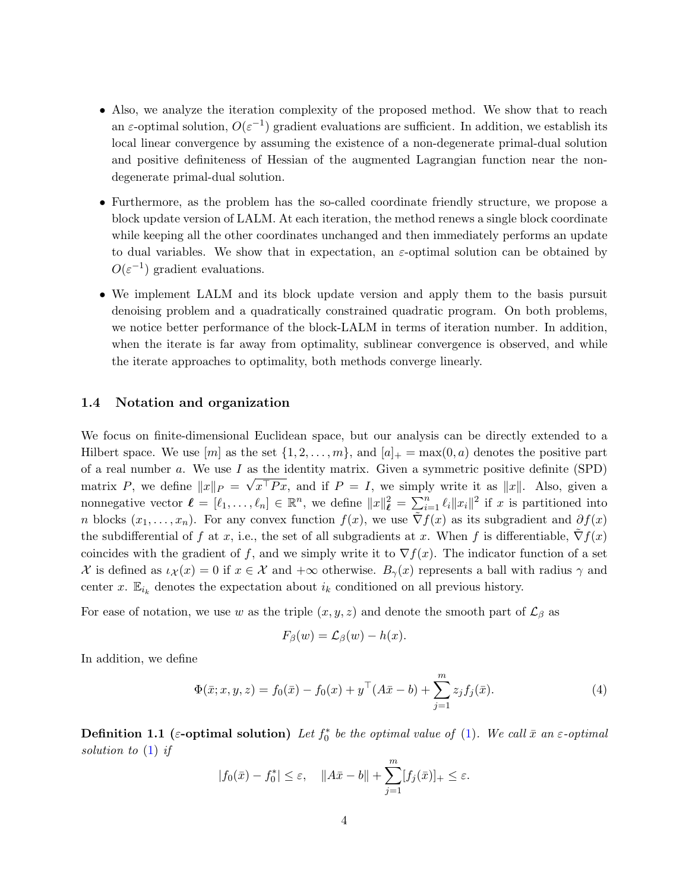- Also, we analyze the iteration complexity of the proposed method. We show that to reach an $\varepsilon$-optimal solution, $O(\varepsilon^{-1})$ gradient evaluations are sufficient. In addition, we establish its local linear convergence by assuming the existence of a non-degenerate primal-dual solution and positive definiteness of Hessian of the augmented Lagrangian function near the non-degenerate primal-dual solution.

- Furthermore, as the problem has the so-called coordinate friendly structure, we propose a block update version of LALM. At each iteration, the method renews a single block coordinate while keeping all the other coordinates unchanged and then immediately performs an update to dual variables. We show that in expectation, an $\varepsilon$-optimal solution can be obtained by $O(\varepsilon^{-1})$ gradient evaluations.

- We implement LALM and its block update version and apply them to the basis pursuit denoising problem and a quadratically constrained quadratic program. On both problems, we notice better performance of the block-LALM in terms of iteration number. In addition, when the iterate is far away from optimality, sublinear convergence is observed, and while the iterate approaches to optimality, both methods converge linearly.

### 1.4 Notation and organization

We focus on finite-dimensional Euclidean space, but our analysis can be directly extended to a Hilbert space. We use $[m]$ as the set $\{1, 2, \ldots, m\}$, and $[a]_+ = \max(0, a)$ denotes the positive part of a real number $a$. We use $I$ as the identity matrix. Given a symmetric positive definite (SPD) matrix $P$, we define $\|x\|_P = \sqrt{x^\top P x}$, and if $P = I$, we simply write it as $\|x\|$. Also, given a nonnegative vector $\boldsymbol{\ell} = [\ell_1, \ldots, \ell_n] \in \mathbb{R}^n$, we define $\|x\|_{\boldsymbol{\ell}}^2 = \sum_{i=1}^n \ell_i \|x_i\|^2$ if $x$ is partitioned into $n$ blocks $(x_1, \ldots, x_n)$. For any convex function $f(x)$, we use $\tilde{\nabla} f(x)$ as its subgradient and $\partial f(x)$ the subdifferential of $f$ at $x$, i.e., the set of all subgradients at $x$. When $f$ is differentiable, $\tilde{\nabla} f(x)$ coincides with the gradient of $f$, and we simply write it to $\nabla f(x)$. The indicator function of a set $\mathcal{X}$ is defined as $\iota_{\mathcal{X}}(x) = 0$ if $x \in \mathcal{X}$ and $+\infty$ otherwise. $B_\gamma(x)$ represents a ball with radius $\gamma$ and center $x$. $\mathbb{E}_{i_k}$ denotes the expectation about $i_k$ conditioned on all previous history.

For ease of notation, we use $w$ as the triple $(x, y, z)$ and denote the smooth part of $\mathcal{L}_\beta$ as

$$F_\beta(w) = \mathcal{L}_\beta(w) - h(x).$$

In addition, we define

$$\Phi(\bar{x}; x, y, z) = f_0(\bar{x}) - f_0(x) + y^\top (A\bar{x} - b) + \sum_{j=1}^m z_j f_j(\bar{x}). \tag{4}$$

**Definition 1.1 ($\varepsilon$-optimal solution)** *Let $f_0^*$ be the optimal value of (1). We call $\bar{x}$ an $\varepsilon$-optimal solution to (1) if*

$$|f_0(\bar{x}) - f_0^*| \leq \varepsilon, \quad \|A\bar{x} - b\| + \sum_{j=1}^m [f_j(\bar{x})]_+ \leq \varepsilon.$$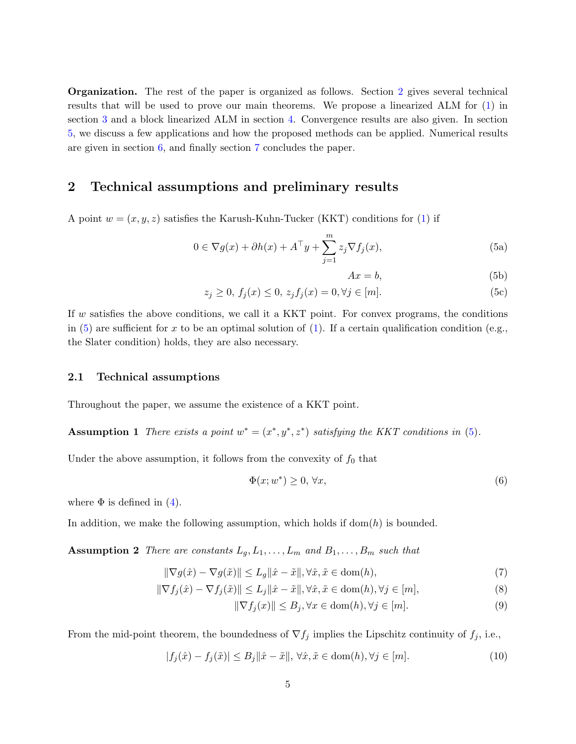**Organization.** The rest of the paper is organized as follows. Section 2 gives several technical results that will be used to prove our main theorems. We propose a linearized ALM for (1) in section 3 and a block linearized ALM in section 4. Convergence results are also given. In section 5, we discuss a few applications and how the proposed methods can be applied. Numerical results are given in section 6, and finally section 7 concludes the paper.

## 2 Technical assumptions and preliminary results

A point $w = (x, y, z)$ satisfies the Karush-Kuhn-Tucker (KKT) conditions for (1) if

$$0 \in \nabla g(x) + \partial h(x) + A^\top y + \sum_{j=1}^{m} z_j \nabla f_j(x), \tag{5a}$$

$$Ax = b, \tag{5b}$$

$$z_j \geq 0,\ f_j(x) \leq 0,\ z_j f_j(x) = 0, \forall j \in [m]. \tag{5c}$$

If $w$ satisfies the above conditions, we call it a KKT point. For convex programs, the conditions in (5) are sufficient for $x$ to be an optimal solution of (1). If a certain qualification condition (e.g., the Slater condition) holds, they are also necessary.

### 2.1 Technical assumptions

Throughout the paper, we assume the existence of a KKT point.

**Assumption 1** *There exists a point $w^* = (x^*, y^*, z^*)$ satisfying the KKT conditions in (5).*

Under the above assumption, it follows from the convexity of $f_0$ that

$$\Phi(x; w^*) \geq 0, \forall x, \tag{6}$$

where $\Phi$ is defined in (4).

In addition, we make the following assumption, which holds if $\text{dom}(h)$ is bounded.

**Assumption 2** *There are constants $L_g, L_1, \ldots, L_m$ and $B_1, \ldots, B_m$ such that*

$$\|\nabla g(\hat{x}) - \nabla g(\tilde{x})\| \leq L_g \|\hat{x} - \tilde{x}\|, \forall \hat{x}, \tilde{x} \in \text{dom}(h), \tag{7}$$

$$\|\nabla f_j(\hat{x}) - \nabla f_j(\tilde{x})\| \leq L_j \|\hat{x} - \tilde{x}\|, \forall \hat{x}, \tilde{x} \in \text{dom}(h), \forall j \in [m], \tag{8}$$

$$\|\nabla f_j(x)\| \leq B_j, \forall x \in \text{dom}(h), \forall j \in [m]. \tag{9}$$

From the mid-point theorem, the boundedness of $\nabla f_j$ implies the Lipschitz continuity of $f_j$, i.e.,

$$|f_j(\hat{x}) - f_j(\tilde{x})| \leq B_j \|\hat{x} - \tilde{x}\|, \forall \hat{x}, \tilde{x} \in \text{dom}(h), \forall j \in [m]. \tag{10}$$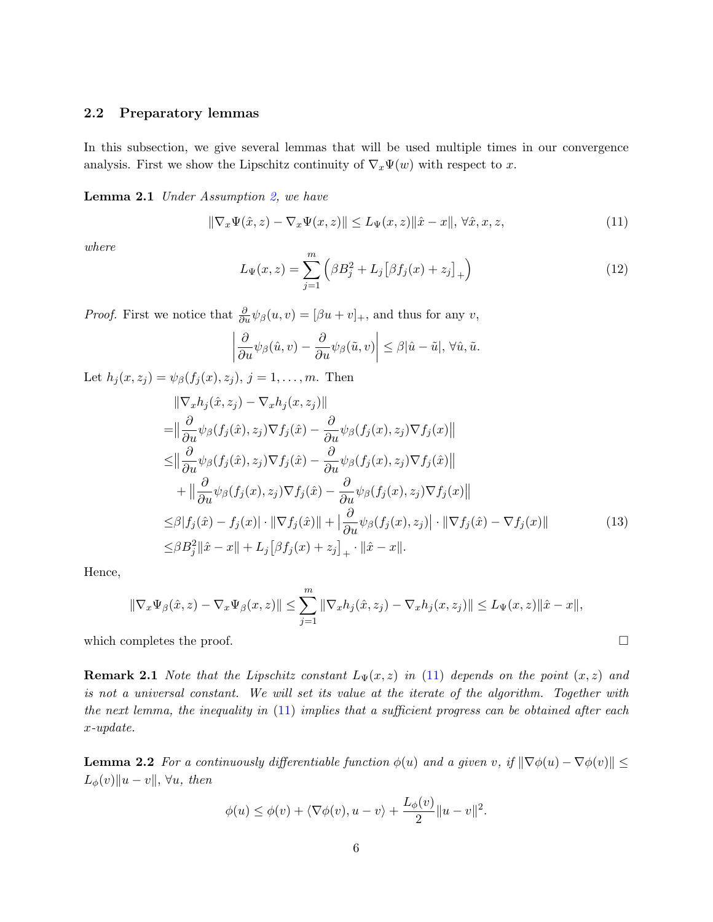### 2.2 Preparatory lemmas

In this subsection, we give several lemmas that will be used multiple times in our convergence analysis. First we show the Lipschitz continuity of $\nabla_x \Psi(w)$ with respect to $x$.

**Lemma 2.1** *Under Assumption 2, we have*

$$\|\nabla_x \Psi(\hat{x}, z) - \nabla_x \Psi(x, z)\| \leq L_\Psi(x, z)\|\hat{x} - x\|, \; \forall \hat{x}, x, z, \tag{11}$$

*where*

$$L_\Psi(x, z) = \sum_{j=1}^{m} \Big( \beta B_j^2 + L_j \big[\beta f_j(x) + z_j\big]_+ \Big) \tag{12}$$

*Proof.* First we notice that $\frac{\partial}{\partial u}\psi_\beta(u, v) = [\beta u + v]_+$, and thus for any $v$,

$$\left| \frac{\partial}{\partial u}\psi_\beta(\hat{u}, v) - \frac{\partial}{\partial u}\psi_\beta(\tilde{u}, v) \right| \leq \beta |\hat{u} - \tilde{u}|, \; \forall \hat{u}, \tilde{u}.$$

Let $h_j(x, z_j) = \psi_\beta(f_j(x), z_j)$, $j = 1, \ldots, m$. Then

$$\begin{aligned}
&\|\nabla_x h_j(\hat{x}, z_j) - \nabla_x h_j(x, z_j)\| \\
=&\big\| \frac{\partial}{\partial u}\psi_\beta(f_j(\hat{x}), z_j)\nabla f_j(\hat{x}) - \frac{\partial}{\partial u}\psi_\beta(f_j(x), z_j)\nabla f_j(x) \big\| \\
\leq&\big\| \frac{\partial}{\partial u}\psi_\beta(f_j(\hat{x}), z_j)\nabla f_j(\hat{x}) - \frac{\partial}{\partial u}\psi_\beta(f_j(x), z_j)\nabla f_j(\hat{x}) \big\| \\
&+ \big\| \frac{\partial}{\partial u}\psi_\beta(f_j(x), z_j)\nabla f_j(\hat{x}) - \frac{\partial}{\partial u}\psi_\beta(f_j(x), z_j)\nabla f_j(x) \big\| \\
\leq&\beta |f_j(\hat{x}) - f_j(x)| \cdot \|\nabla f_j(\hat{x})\| + \big| \frac{\partial}{\partial u}\psi_\beta(f_j(x), z_j) \big| \cdot \|\nabla f_j(\hat{x}) - \nabla f_j(x)\| \\
\leq&\beta B_j^2 \|\hat{x} - x\| + L_j \big[\beta f_j(x) + z_j\big]_+ \cdot \|\hat{x} - x\|.
\end{aligned} \tag{13}$$

Hence,

$$\|\nabla_x \Psi_\beta(\hat{x}, z) - \nabla_x \Psi_\beta(x, z)\| \leq \sum_{j=1}^{m} \|\nabla_x h_j(\hat{x}, z_j) - \nabla_x h_j(x, z_j)\| \leq L_\Psi(x, z)\|\hat{x} - x\|,$$

which completes the proof. $\square$

**Remark 2.1** *Note that the Lipschitz constant $L_\Psi(x, z)$ in (11) depends on the point $(x, z)$ and is not a universal constant. We will set its value at the iterate of the algorithm. Together with the next lemma, the inequality in (11) implies that a sufficient progress can be obtained after each $x$-update.*

**Lemma 2.2** *For a continuously differentiable function $\phi(u)$ and a given $v$, if $\|\nabla \phi(u) - \nabla \phi(v)\| \leq L_\phi(v)\|u - v\|$, $\forall u$, then*

$$\phi(u) \leq \phi(v) + \langle \nabla \phi(v), u - v \rangle + \frac{L_\phi(v)}{2}\|u - v\|^2.$$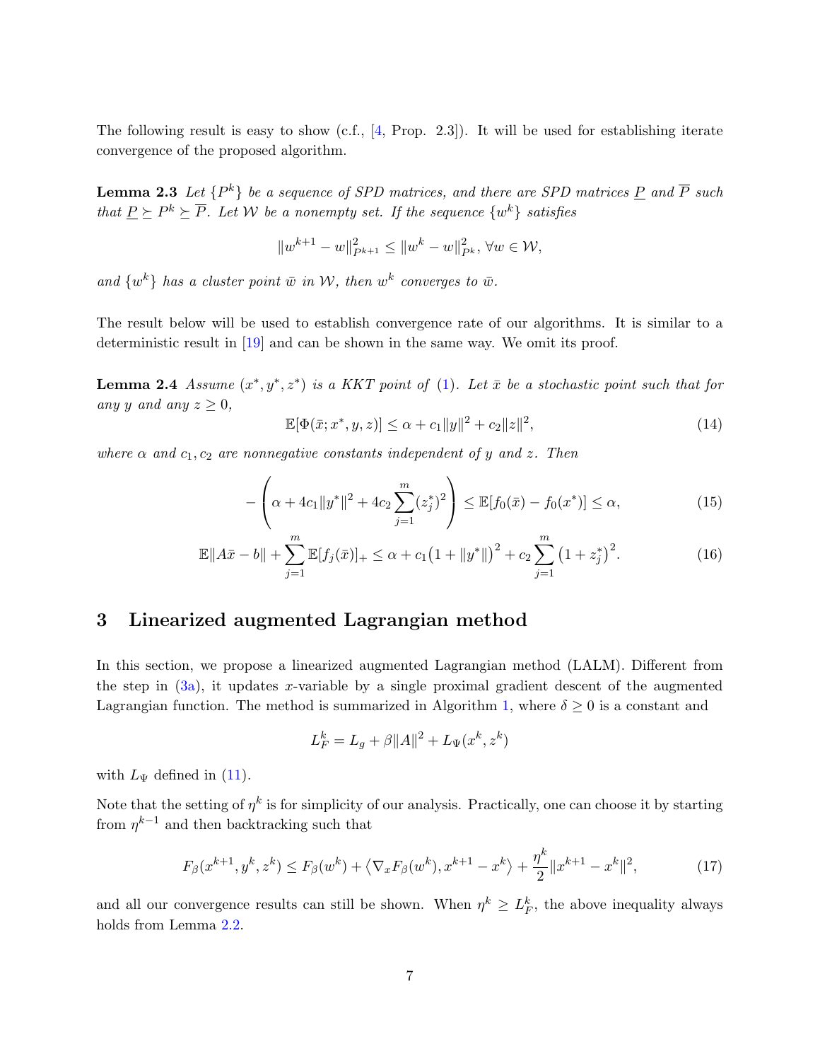The following result is easy to show (c.f., [4, Prop. 2.3]). It will be used for establishing iterate convergence of the proposed algorithm.

**Lemma 2.3** *Let $\{P^k\}$ be a sequence of SPD matrices, and there are SPD matrices $\underline{P}$ and $\overline{P}$ such that $\underline{P} \succeq P^k \succeq \overline{P}$. Let $\mathcal{W}$ be a nonempty set. If the sequence $\{w^k\}$ satisfies*

$$\|w^{k+1} - w\|_{P^{k+1}}^2 \leq \|w^k - w\|_{P^k}^2, \; \forall w \in \mathcal{W},$$

*and $\{w^k\}$ has a cluster point $\bar{w}$ in $\mathcal{W}$, then $w^k$ converges to $\bar{w}$.*

The result below will be used to establish convergence rate of our algorithms. It is similar to a deterministic result in [19] and can be shown in the same way. We omit its proof.

**Lemma 2.4** *Assume $(x^*, y^*, z^*)$ is a KKT point of (1). Let $\bar{x}$ be a stochastic point such that for any $y$ and any $z \geq 0$,*

$$\mathbb{E}[\Phi(\bar{x}; x^*, y, z)] \leq \alpha + c_1\|y\|^2 + c_2\|z\|^2, \tag{14}$$

*where $\alpha$ and $c_1, c_2$ are nonnegative constants independent of $y$ and $z$. Then*

$$-\left(\alpha + 4c_1\|y^*\|^2 + 4c_2\sum_{j=1}^m (z_j^*)^2\right) \leq \mathbb{E}[f_0(\bar{x}) - f_0(x^*)] \leq \alpha, \tag{15}$$

$$\mathbb{E}\|A\bar{x} - b\| + \sum_{j=1}^m \mathbb{E}[f_j(\bar{x})]_+ \leq \alpha + c_1\big(1 + \|y^*\|\big)^2 + c_2\sum_{j=1}^m \big(1 + z_j^*\big)^2. \tag{16}$$

## 3 Linearized augmented Lagrangian method

In this section, we propose a linearized augmented Lagrangian method (LALM). Different from the step in (3a), it updates $x$-variable by a single proximal gradient descent of the augmented Lagrangian function. The method is summarized in Algorithm 1, where $\delta \geq 0$ is a constant and

$$L_F^k = L_g + \beta\|A\|^2 + L_\Psi(x^k, z^k)$$

with $L_\Psi$ defined in (11).

Note that the setting of $\eta^k$ is for simplicity of our analysis. Practically, one can choose it by starting from $\eta^{k-1}$ and then backtracking such that

$$F_\beta(x^{k+1}, y^k, z^k) \leq F_\beta(w^k) + \left\langle \nabla_x F_\beta(w^k), x^{k+1} - x^k \right\rangle + \frac{\eta^k}{2}\|x^{k+1} - x^k\|^2, \tag{17}$$

and all our convergence results can still be shown. When $\eta^k \geq L_F^k$, the above inequality always holds from Lemma 2.2.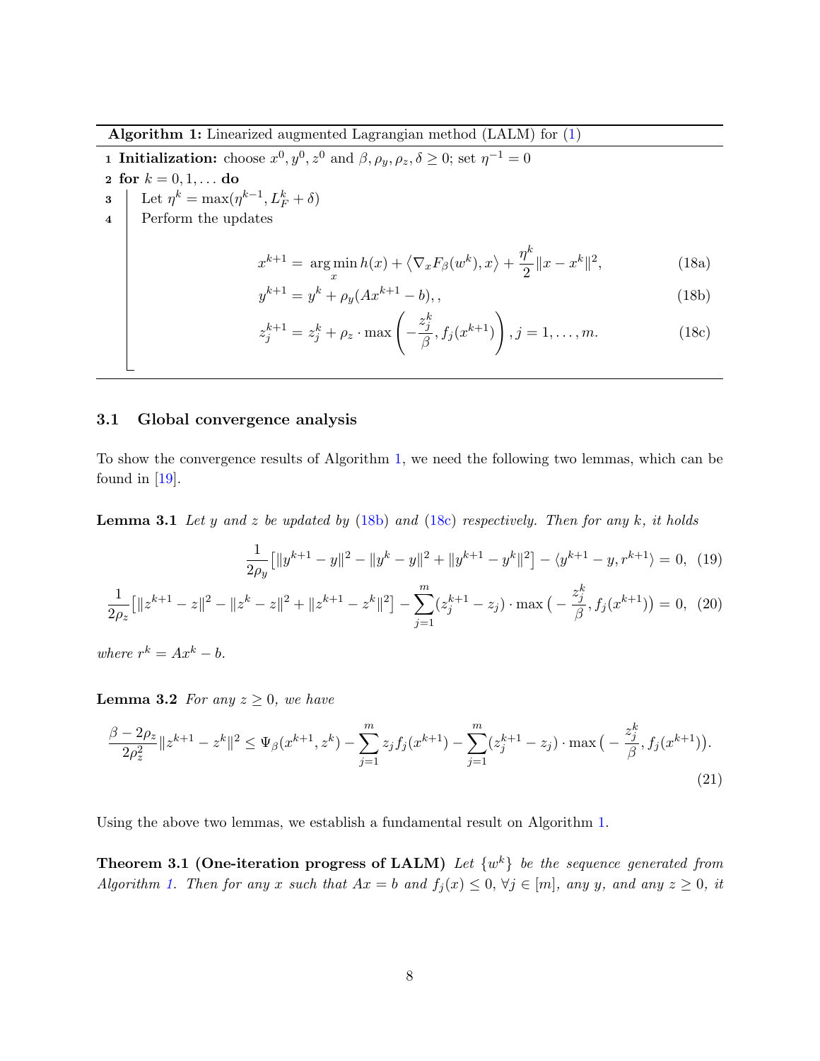**Algorithm 1:** Linearized augmented Lagrangian method (LALM) for (1)

1 **Initialization:** choose $x^0, y^0, z^0$ and $\beta, \rho_y, \rho_z, \delta \geq 0$; set $\eta^{-1} = 0$

2 **for** $k = 0, 1, \ldots$ **do**

3   Let $\eta^k = \max(\eta^{k-1}, L_F^k + \delta)$

4   Perform the updates

$$x^{k+1} = \arg\min_x h(x) + \langle \nabla_x F_\beta(w^k), x \rangle + \frac{\eta^k}{2}\|x - x^k\|^2, \tag{18a}$$

$$y^{k+1} = y^k + \rho_y(Ax^{k+1} - b),, \tag{18b}$$

$$z_j^{k+1} = z_j^k + \rho_z \cdot \max\left(-\frac{z_j^k}{\beta}, f_j(x^{k+1})\right), j = 1, \ldots, m. \tag{18c}$$

### 3.1 Global convergence analysis

To show the convergence results of Algorithm 1, we need the following two lemmas, which can be found in [19].

**Lemma 3.1** *Let $y$ and $z$ be updated by (18b) and (18c) respectively. Then for any $k$, it holds*

$$\frac{1}{2\rho_y}\big[\|y^{k+1} - y\|^2 - \|y^k - y\|^2 + \|y^{k+1} - y^k\|^2\big] - \langle y^{k+1} - y, r^{k+1}\rangle = 0, \tag{19}$$

$$\frac{1}{2\rho_z}\big[\|z^{k+1} - z\|^2 - \|z^k - z\|^2 + \|z^{k+1} - z^k\|^2\big] - \sum_{j=1}^m (z_j^{k+1} - z_j) \cdot \max\big(-\frac{z_j^k}{\beta}, f_j(x^{k+1})\big) = 0, \tag{20}$$

*where $r^k = Ax^k - b$.*

**Lemma 3.2** *For any $z \geq 0$, we have*

$$\frac{\beta - 2\rho_z}{2\rho_z^2}\|z^{k+1} - z^k\|^2 \leq \Psi_\beta(x^{k+1}, z^k) - \sum_{j=1}^m z_j f_j(x^{k+1}) - \sum_{j=1}^m (z_j^{k+1} - z_j) \cdot \max\big(-\frac{z_j^k}{\beta}, f_j(x^{k+1})\big). \tag{21}$$

Using the above two lemmas, we establish a fundamental result on Algorithm 1.

**Theorem 3.1 (One-iteration progress of LALM)** *Let $\{w^k\}$ be the sequence generated from Algorithm 1. Then for any $x$ such that $Ax = b$ and $f_j(x) \leq 0$, $\forall j \in [m]$, any $y$, and any $z \geq 0$, it*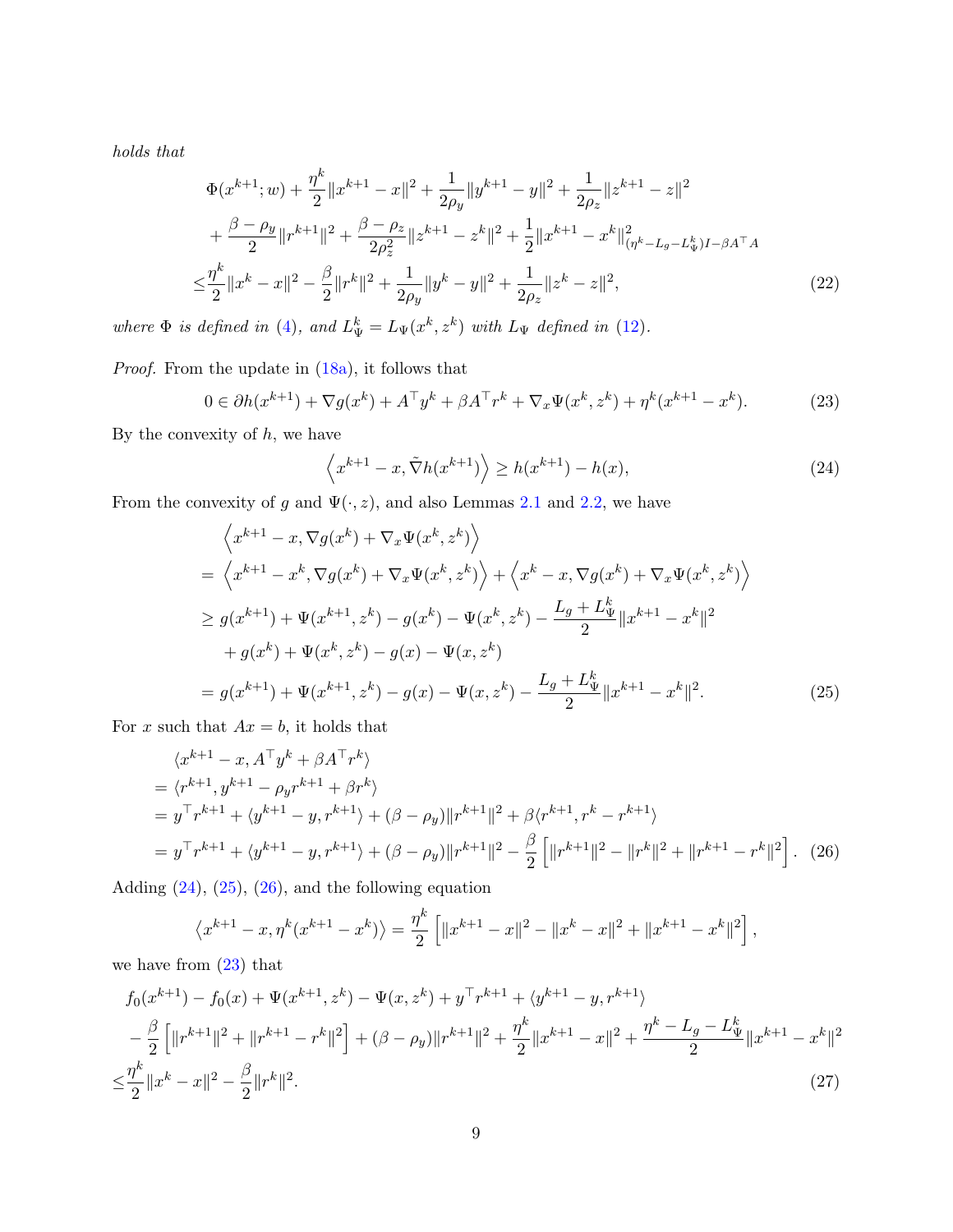*holds that*

$$
\begin{aligned}
&\Phi(x^{k+1}; w) + \frac{\eta^k}{2}\|x^{k+1} - x\|^2 + \frac{1}{2\rho_y}\|y^{k+1} - y\|^2 + \frac{1}{2\rho_z}\|z^{k+1} - z\|^2 \\
&+ \frac{\beta - \rho_y}{2}\|r^{k+1}\|^2 + \frac{\beta - \rho_z}{2\rho_z^2}\|z^{k+1} - z^k\|^2 + \frac{1}{2}\|x^{k+1} - x^k\|^2_{(\eta^k - L_g - L_\Psi^k)I - \beta A^\top A} \\
\leq& \frac{\eta^k}{2}\|x^k - x\|^2 - \frac{\beta}{2}\|r^k\|^2 + \frac{1}{2\rho_y}\|y^k - y\|^2 + \frac{1}{2\rho_z}\|z^k - z\|^2,
\end{aligned} \tag{22}
$$

*where $\Phi$ is defined in (4), and $L_\Psi^k = L_\Psi(x^k, z^k)$ with $L_\Psi$ defined in (12).*

*Proof.* From the update in (18a), it follows that

$$
0 \in \partial h(x^{k+1}) + \nabla g(x^k) + A^\top y^k + \beta A^\top r^k + \nabla_x \Psi(x^k, z^k) + \eta^k(x^{k+1} - x^k). \tag{23}
$$

By the convexity of $h$, we have

$$
\left\langle x^{k+1} - x, \tilde{\nabla} h(x^{k+1}) \right\rangle \geq h(x^{k+1}) - h(x), \tag{24}
$$

From the convexity of $g$ and $\Psi(\cdot, z)$, and also Lemmas 2.1 and 2.2, we have

$$
\begin{aligned}
&\left\langle x^{k+1} - x, \nabla g(x^k) + \nabla_x \Psi(x^k, z^k) \right\rangle \\
=& \left\langle x^{k+1} - x^k, \nabla g(x^k) + \nabla_x \Psi(x^k, z^k) \right\rangle + \left\langle x^k - x, \nabla g(x^k) + \nabla_x \Psi(x^k, z^k) \right\rangle \\
\geq& g(x^{k+1}) + \Psi(x^{k+1}, z^k) - g(x^k) - \Psi(x^k, z^k) - \frac{L_g + L_\Psi^k}{2}\|x^{k+1} - x^k\|^2 \\
&+ g(x^k) + \Psi(x^k, z^k) - g(x) - \Psi(x, z^k) \\
=& g(x^{k+1}) + \Psi(x^{k+1}, z^k) - g(x) - \Psi(x, z^k) - \frac{L_g + L_\Psi^k}{2}\|x^{k+1} - x^k\|^2.
\end{aligned} \tag{25}
$$

For $x$ such that $Ax = b$, it holds that

$$
\begin{aligned}
&\langle x^{k+1} - x, A^\top y^k + \beta A^\top r^k \rangle \\
=& \langle r^{k+1}, y^{k+1} - \rho_y r^{k+1} + \beta r^k \rangle \\
=& y^\top r^{k+1} + \langle y^{k+1} - y, r^{k+1} \rangle + (\beta - \rho_y)\|r^{k+1}\|^2 + \beta \langle r^{k+1}, r^k - r^{k+1} \rangle \\
=& y^\top r^{k+1} + \langle y^{k+1} - y, r^{k+1} \rangle + (\beta - \rho_y)\|r^{k+1}\|^2 - \frac{\beta}{2}\left[\|r^{k+1}\|^2 - \|r^k\|^2 + \|r^{k+1} - r^k\|^2\right].
\end{aligned} \tag{26}
$$

Adding (24), (25), (26), and the following equation

$$
\left\langle x^{k+1} - x, \eta^k(x^{k+1} - x^k) \right\rangle = \frac{\eta^k}{2}\left[\|x^{k+1} - x\|^2 - \|x^k - x\|^2 + \|x^{k+1} - x^k\|^2\right],
$$

we have from (23) that

$$
\begin{aligned}
&f_0(x^{k+1}) - f_0(x) + \Psi(x^{k+1}, z^k) - \Psi(x, z^k) + y^\top r^{k+1} + \langle y^{k+1} - y, r^{k+1} \rangle \\
&- \frac{\beta}{2}\left[\|r^{k+1}\|^2 + \|r^{k+1} - r^k\|^2\right] + (\beta - \rho_y)\|r^{k+1}\|^2 + \frac{\eta^k}{2}\|x^{k+1} - x\|^2 + \frac{\eta^k - L_g - L_\Psi^k}{2}\|x^{k+1} - x^k\|^2 \\
\leq& \frac{\eta^k}{2}\|x^k - x\|^2 - \frac{\beta}{2}\|r^k\|^2.
\end{aligned} \tag{27}
$$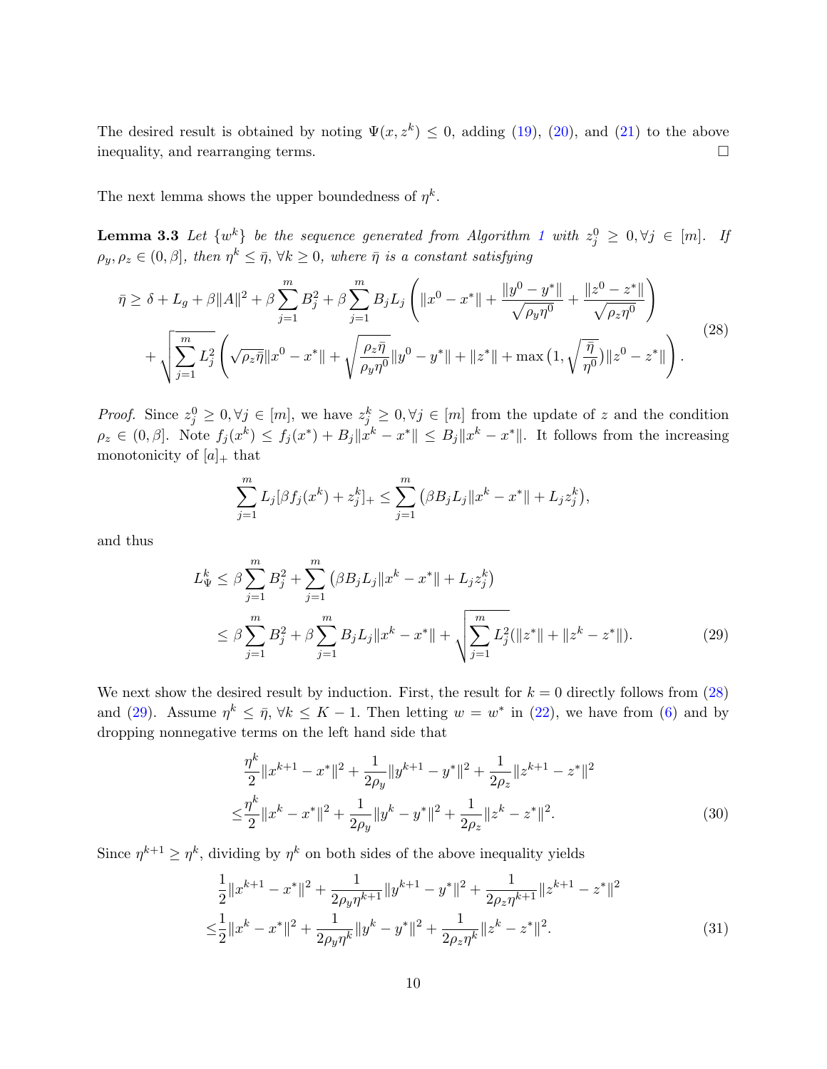The desired result is obtained by noting $\Psi(x, z^k) \le 0$, adding (19), (20), and (21) to the above inequality, and rearranging terms. $\square$

The next lemma shows the upper boundedness of $\eta^k$.

**Lemma 3.3** *Let $\{w^k\}$ be the sequence generated from Algorithm 1 with $z_j^0 \ge 0, \forall j \in [m]$. If $\rho_y, \rho_z \in (0, \beta]$, then $\eta^k \le \bar{\eta}$, $\forall k \ge 0$, where $\bar{\eta}$ is a constant satisfying*

$$
\begin{aligned}
\bar{\eta} \ge\ & \delta + L_g + \beta\|A\|^2 + \beta \sum_{j=1}^m B_j^2 + \beta \sum_{j=1}^m B_j L_j \left( \|x^0 - x^*\| + \frac{\|y^0 - y^*\|}{\sqrt{\rho_y \eta^0}} + \frac{\|z^0 - z^*\|}{\sqrt{\rho_z \eta^0}} \right) \\
& + \sqrt{\sum_{j=1}^m L_j^2} \left( \sqrt{\rho_z \bar{\eta}} \|x^0 - x^*\| + \sqrt{\frac{\rho_z \bar{\eta}}{\rho_y \eta^0}} \|y^0 - y^*\| + \|z^*\| + \max\left(1, \sqrt{\frac{\bar{\eta}}{\eta^0}}\right) \|z^0 - z^*\| \right).
\end{aligned} \tag{28}
$$

*Proof.* Since $z_j^0 \ge 0, \forall j \in [m]$, we have $z_j^k \ge 0, \forall j \in [m]$ from the update of $z$ and the condition $\rho_z \in (0, \beta]$. Note $f_j(x^k) \le f_j(x^*) + B_j \|x^k - x^*\| \le B_j \|x^k - x^*\|$. It follows from the increasing monotonicity of $[a]_+$ that

$$
\sum_{j=1}^m L_j [\beta f_j(x^k) + z_j^k]_+ \le \sum_{j=1}^m \left( \beta B_j L_j \|x^k - x^*\| + L_j z_j^k \right),
$$

and thus

$$
\begin{aligned}
L_\Psi^k &\le \beta \sum_{j=1}^m B_j^2 + \sum_{j=1}^m \left( \beta B_j L_j \|x^k - x^*\| + L_j z_j^k \right) \\
&\le \beta \sum_{j=1}^m B_j^2 + \beta \sum_{j=1}^m B_j L_j \|x^k - x^*\| + \sqrt{\sum_{j=1}^m L_j^2} (\|z^*\| + \|z^k - z^*\|).
\end{aligned} \tag{29}
$$

We next show the desired result by induction. First, the result for $k = 0$ directly follows from (28) and (29). Assume $\eta^k \le \bar{\eta}$, $\forall k \le K - 1$. Then letting $w = w^*$ in (22), we have from (6) and by dropping nonnegative terms on the left hand side that

$$
\begin{aligned}
& \frac{\eta^k}{2} \|x^{k+1} - x^*\|^2 + \frac{1}{2\rho_y} \|y^{k+1} - y^*\|^2 + \frac{1}{2\rho_z} \|z^{k+1} - z^*\|^2 \\
\le & \frac{\eta^k}{2} \|x^k - x^*\|^2 + \frac{1}{2\rho_y} \|y^k - y^*\|^2 + \frac{1}{2\rho_z} \|z^k - z^*\|^2.
\end{aligned} \tag{30}
$$

Since $\eta^{k+1} \ge \eta^k$, dividing by $\eta^k$ on both sides of the above inequality yields

$$
\begin{aligned}
& \frac{1}{2} \|x^{k+1} - x^*\|^2 + \frac{1}{2\rho_y \eta^{k+1}} \|y^{k+1} - y^*\|^2 + \frac{1}{2\rho_z \eta^{k+1}} \|z^{k+1} - z^*\|^2 \\
\le & \frac{1}{2} \|x^k - x^*\|^2 + \frac{1}{2\rho_y \eta^k} \|y^k - y^*\|^2 + \frac{1}{2\rho_z \eta^k} \|z^k - z^*\|^2.
\end{aligned} \tag{31}
$$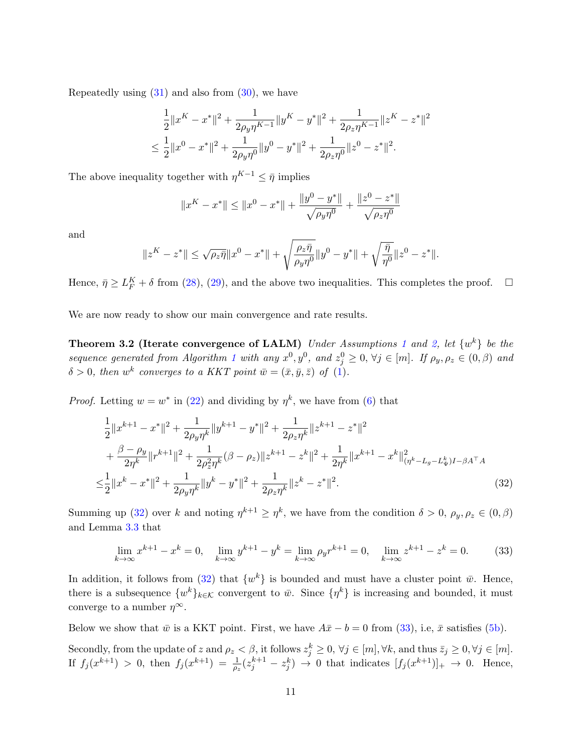Repeatedly using (31) and also from (30), we have

$$
\begin{aligned}
&\frac{1}{2}\|x^K - x^*\|^2 + \frac{1}{2\rho_y \eta^{K-1}}\|y^K - y^*\|^2 + \frac{1}{2\rho_z \eta^{K-1}}\|z^K - z^*\|^2 \\
\leq\ &\frac{1}{2}\|x^0 - x^*\|^2 + \frac{1}{2\rho_y \eta^0}\|y^0 - y^*\|^2 + \frac{1}{2\rho_z \eta^0}\|z^0 - z^*\|^2.
\end{aligned}
$$

The above inequality together with $\eta^{K-1} \leq \bar{\eta}$ implies

$$
\|x^K - x^*\| \leq \|x^0 - x^*\| + \frac{\|y^0 - y^*\|}{\sqrt{\rho_y \eta^0}} + \frac{\|z^0 - z^*\|}{\sqrt{\rho_z \eta^0}}
$$

and

$$
\|z^K - z^*\| \leq \sqrt{\rho_z \bar{\eta}}\|x^0 - x^*\| + \sqrt{\frac{\rho_z \bar{\eta}}{\rho_y \eta^0}}\|y^0 - y^*\| + \sqrt{\frac{\bar{\eta}}{\eta^0}}\|z^0 - z^*\|.
$$

Hence, $\bar{\eta} \geq L_F^K + \delta$ from (28), (29), and the above two inequalities. This completes the proof. $\square$

We are now ready to show our main convergence and rate results.

**Theorem 3.2 (Iterate convergence of LALM)** *Under Assumptions 1 and 2, let $\{w^k\}$ be the sequence generated from Algorithm 1 with any $x^0, y^0$, and $z_j^0 \geq 0$, $\forall j \in [m]$. If $\rho_y, \rho_z \in (0, \beta)$ and $\delta > 0$, then $w^k$ converges to a KKT point $\bar{w} = (\bar{x}, \bar{y}, \bar{z})$ of (1).*

*Proof.* Letting $w = w^*$ in (22) and dividing by $\eta^k$, we have from (6) that

$$
\begin{aligned}
&\frac{1}{2}\|x^{k+1} - x^*\|^2 + \frac{1}{2\rho_y \eta^k}\|y^{k+1} - y^*\|^2 + \frac{1}{2\rho_z \eta^k}\|z^{k+1} - z^*\|^2 \\
&+ \frac{\beta - \rho_y}{2\eta^k}\|r^{k+1}\|^2 + \frac{1}{2\rho_z^2 \eta^k}(\beta - \rho_z)\|z^{k+1} - z^k\|^2 + \frac{1}{2\eta^k}\|x^{k+1} - x^k\|^2_{(\eta^k - L_g - L_\Psi^k)I - \beta A^\top A} \\
\leq &\frac{1}{2}\|x^k - x^*\|^2 + \frac{1}{2\rho_y \eta^k}\|y^k - y^*\|^2 + \frac{1}{2\rho_z \eta^k}\|z^k - z^*\|^2. \qquad (32)
\end{aligned}
$$

Summing up (32) over $k$ and noting $\eta^{k+1} \geq \eta^k$, we have from the condition $\delta > 0$, $\rho_y, \rho_z \in (0, \beta)$ and Lemma 3.3 that

$$
\lim_{k\to\infty} x^{k+1} - x^k = 0, \quad \lim_{k\to\infty} y^{k+1} - y^k = \lim_{k\to\infty} \rho_y r^{k+1} = 0, \quad \lim_{k\to\infty} z^{k+1} - z^k = 0. \qquad (33)
$$

In addition, it follows from (32) that $\{w^k\}$ is bounded and must have a cluster point $\bar{w}$. Hence, there is a subsequence $\{w^k\}_{k\in\mathcal{K}}$ convergent to $\bar{w}$. Since $\{\eta^k\}$ is increasing and bounded, it must converge to a number $\eta^\infty$.

Below we show that $\bar{w}$ is a KKT point. First, we have $A\bar{x} - b = 0$ from (33), i.e, $\bar{x}$ satisfies (5b).

Secondly, from the update of $z$ and $\rho_z < \beta$, it follows $z_j^k \geq 0$, $\forall j \in [m], \forall k$, and thus $\bar{z}_j \geq 0, \forall j \in [m]$. If $f_j(x^{k+1}) > 0$, then $f_j(x^{k+1}) = \frac{1}{\rho_z}(z_j^{k+1} - z_j^k) \to 0$ that indicates $[f_j(x^{k+1})]_+ \to 0$. Hence,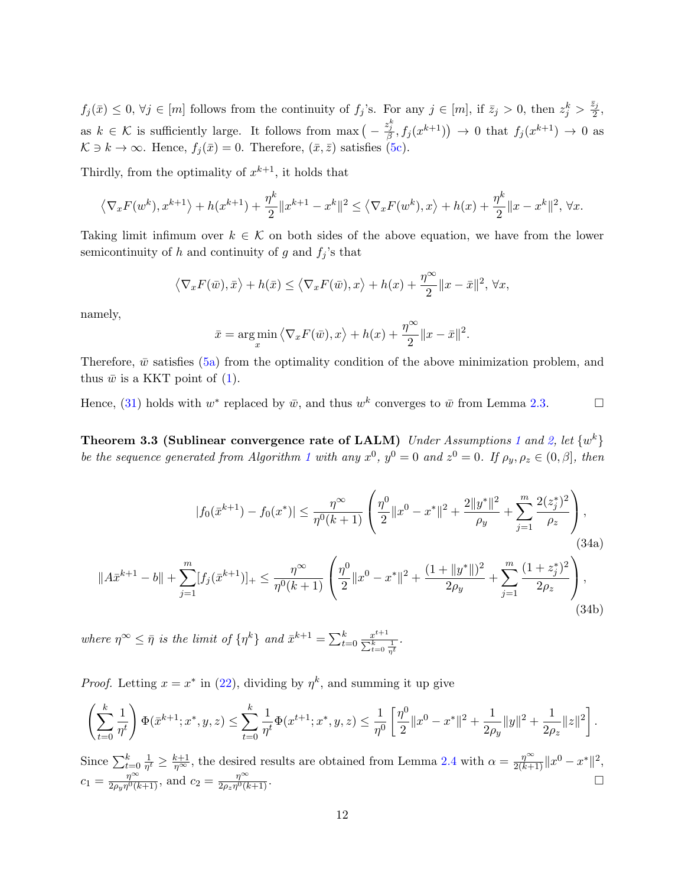$f_j(\bar{x}) \le 0$, $\forall j \in [m]$ follows from the continuity of $f_j$'s. For any $j \in [m]$, if $\bar{z}_j > 0$, then $z_j^k > \frac{\bar{z}_j}{2}$, as $k \in \mathcal{K}$ is sufficiently large. It follows from $\max\big(-\frac{z_j^k}{\beta}, f_j(x^{k+1})\big) \to 0$ that $f_j(x^{k+1}) \to 0$ as $\mathcal{K} \ni k \to \infty$. Hence, $f_j(\bar{x}) = 0$. Therefore, $(\bar{x}, \bar{z})$ satisfies (5c).

Thirdly, from the optimality of $x^{k+1}$, it holds that

$$\big\langle \nabla_x F(w^k), x^{k+1} \big\rangle + h(x^{k+1}) + \frac{\eta^k}{2}\|x^{k+1} - x^k\|^2 \le \big\langle \nabla_x F(w^k), x \big\rangle + h(x) + \frac{\eta^k}{2}\|x - x^k\|^2, \ \forall x.$$

Taking limit infimum over $k \in \mathcal{K}$ on both sides of the above equation, we have from the lower semicontinuity of $h$ and continuity of $g$ and $f_j$'s that

$$\big\langle \nabla_x F(\bar{w}), \bar{x} \big\rangle + h(\bar{x}) \le \big\langle \nabla_x F(\bar{w}), x \big\rangle + h(x) + \frac{\eta^\infty}{2}\|x - \bar{x}\|^2, \ \forall x,$$

namely,

$$\bar{x} = \arg\min_x \big\langle \nabla_x F(\bar{w}), x \big\rangle + h(x) + \frac{\eta^\infty}{2}\|x - \bar{x}\|^2.$$

Therefore, $\bar{w}$ satisfies (5a) from the optimality condition of the above minimization problem, and thus $\bar{w}$ is a KKT point of (1).

Hence, (31) holds with $w^*$ replaced by $\bar{w}$, and thus $w^k$ converges to $\bar{w}$ from Lemma 2.3. $\square$

**Theorem 3.3 (Sublinear convergence rate of LALM)** *Under Assumptions 1 and 2, let $\{w^k\}$ be the sequence generated from Algorithm 1 with any $x^0$, $y^0 = 0$ and $z^0 = 0$. If $\rho_y, \rho_z \in (0, \beta]$, then*

$$|f_0(\bar{x}^{k+1}) - f_0(x^*)| \le \frac{\eta^\infty}{\eta^0(k+1)}\left(\frac{\eta^0}{2}\|x^0 - x^*\|^2 + \frac{2\|y^*\|^2}{\rho_y} + \sum_{j=1}^m \frac{2(z_j^*)^2}{\rho_z}\right), \tag{34a}$$

$$\|A\bar{x}^{k+1} - b\| + \sum_{j=1}^m [f_j(\bar{x}^{k+1})]_+ \le \frac{\eta^\infty}{\eta^0(k+1)}\left(\frac{\eta^0}{2}\|x^0 - x^*\|^2 + \frac{(1 + \|y^*\|)^2}{2\rho_y} + \sum_{j=1}^m \frac{(1 + z_j^*)^2}{2\rho_z}\right), \tag{34b}$$

*where $\eta^\infty \le \bar{\eta}$ is the limit of $\{\eta^k\}$ and $\bar{x}^{k+1} = \sum_{t=0}^k \frac{x^{t+1}}{\sum_{t=0}^k \frac{1}{\eta^t}}$.*

*Proof.* Letting $x = x^*$ in (22), dividing by $\eta^k$, and summing it up give

$$\left(\sum_{t=0}^k \frac{1}{\eta^t}\right)\Phi(\bar{x}^{k+1}; x^*, y, z) \le \sum_{t=0}^k \frac{1}{\eta^t}\Phi(x^{t+1}; x^*, y, z) \le \frac{1}{\eta^0}\left[\frac{\eta^0}{2}\|x^0 - x^*\|^2 + \frac{1}{2\rho_y}\|y\|^2 + \frac{1}{2\rho_z}\|z\|^2\right].$$

Since $\sum_{t=0}^k \frac{1}{\eta^t} \ge \frac{k+1}{\eta^\infty}$, the desired results are obtained from Lemma 2.4 with $\alpha = \frac{\eta^\infty}{2(k+1)}\|x^0 - x^*\|^2$, $c_1 = \frac{\eta^\infty}{2\rho_y \eta^0(k+1)}$, and $c_2 = \frac{\eta^\infty}{2\rho_z \eta^0(k+1)}$. $\square$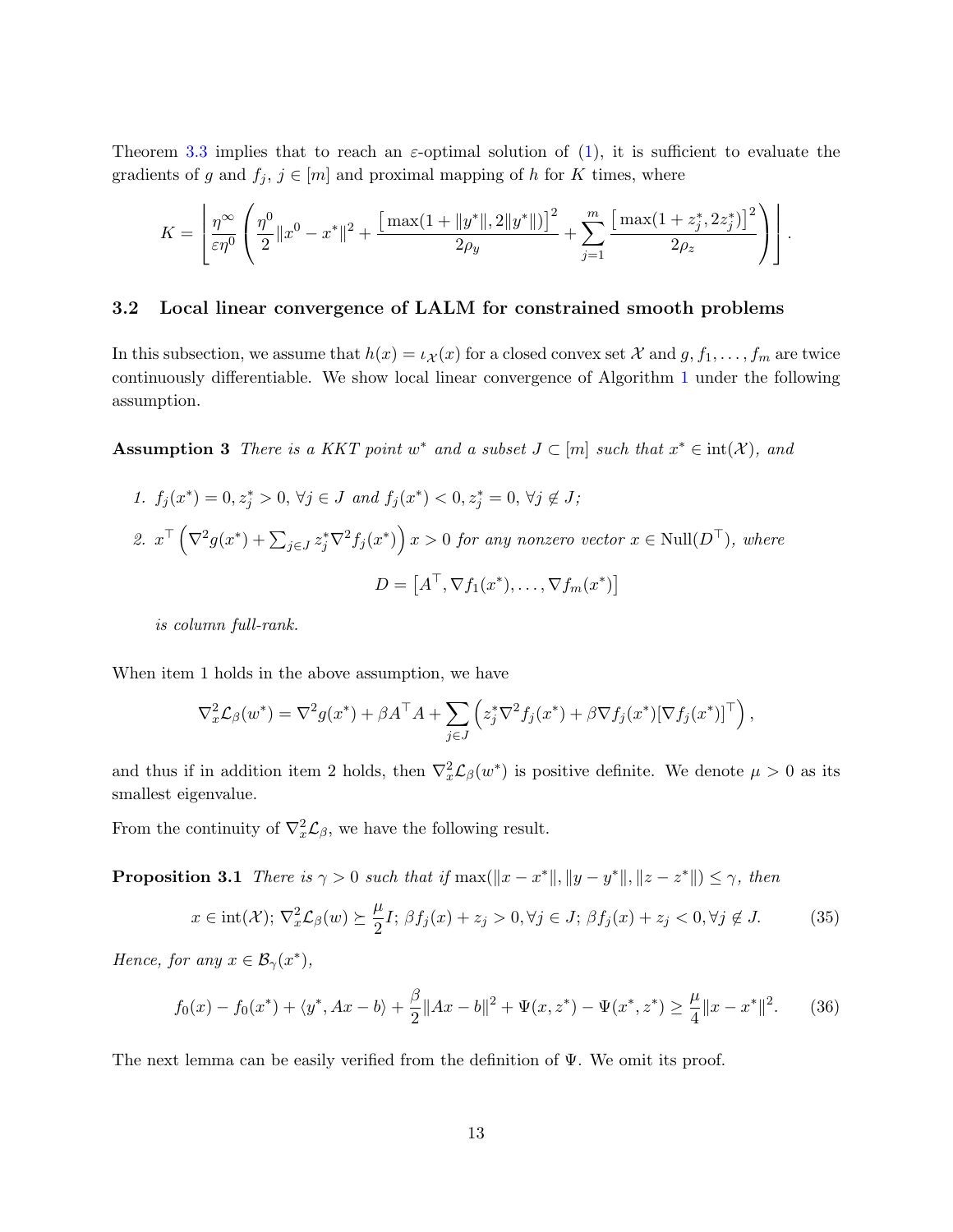Theorem 3.3 implies that to reach an $\varepsilon$-optimal solution of (1), it is sufficient to evaluate the gradients of $g$ and $f_j$, $j \in [m]$ and proximal mapping of $h$ for $K$ times, where

$$K = \left\lfloor \frac{\eta^\infty}{\varepsilon \eta^0} \left( \frac{\eta^0}{2}\|x^0 - x^*\|^2 + \frac{\left[\max(1+\|y^*\|, 2\|y^*\|)\right]^2}{2\rho_y} + \sum_{j=1}^m \frac{\left[\max(1+z_j^*, 2z_j^*)\right]^2}{2\rho_z} \right) \right\rfloor.$$

### 3.2 Local linear convergence of LALM for constrained smooth problems

In this subsection, we assume that $h(x) = \iota_{\mathcal{X}}(x)$ for a closed convex set $\mathcal{X}$ and $g, f_1, \ldots, f_m$ are twice continuously differentiable. We show local linear convergence of Algorithm 1 under the following assumption.

**Assumption 3** *There is a KKT point $w^*$ and a subset $J \subset [m]$ such that $x^* \in \mathrm{int}(\mathcal{X})$, and*

1. *$f_j(x^*) = 0, z_j^* > 0, \forall j \in J$ and $f_j(x^*) < 0, z_j^* = 0, \forall j \notin J$;*
2. *$x^\top \left(\nabla^2 g(x^*) + \sum_{j \in J} z_j^* \nabla^2 f_j(x^*)\right) x > 0$ for any nonzero vector $x \in \mathrm{Null}(D^\top)$, where*

$$D = \left[A^\top, \nabla f_1(x^*), \ldots, \nabla f_m(x^*)\right]$$

*is column full-rank.*

When item 1 holds in the above assumption, we have

$$\nabla_x^2 \mathcal{L}_\beta(w^*) = \nabla^2 g(x^*) + \beta A^\top A + \sum_{j \in J} \left( z_j^* \nabla^2 f_j(x^*) + \beta \nabla f_j(x^*)[\nabla f_j(x^*)]^\top \right),$$

and thus if in addition item 2 holds, then $\nabla_x^2 \mathcal{L}_\beta(w^*)$ is positive definite. We denote $\mu > 0$ as its smallest eigenvalue.

From the continuity of $\nabla_x^2 \mathcal{L}_\beta$, we have the following result.

**Proposition 3.1** *There is $\gamma > 0$ such that if $\max(\|x - x^*\|, \|y - y^*\|, \|z - z^*\|) \leq \gamma$, then*

$$x \in \mathrm{int}(\mathcal{X});\ \nabla_x^2 \mathcal{L}_\beta(w) \succeq \frac{\mu}{2} I;\ \beta f_j(x) + z_j > 0, \forall j \in J;\ \beta f_j(x) + z_j < 0, \forall j \notin J. \tag{35}$$

*Hence, for any $x \in \mathcal{B}_\gamma(x^*)$,*

$$f_0(x) - f_0(x^*) + \langle y^*, Ax - b\rangle + \frac{\beta}{2}\|Ax - b\|^2 + \Psi(x, z^*) - \Psi(x^*, z^*) \geq \frac{\mu}{4}\|x - x^*\|^2. \tag{36}$$

The next lemma can be easily verified from the definition of $\Psi$. We omit its proof.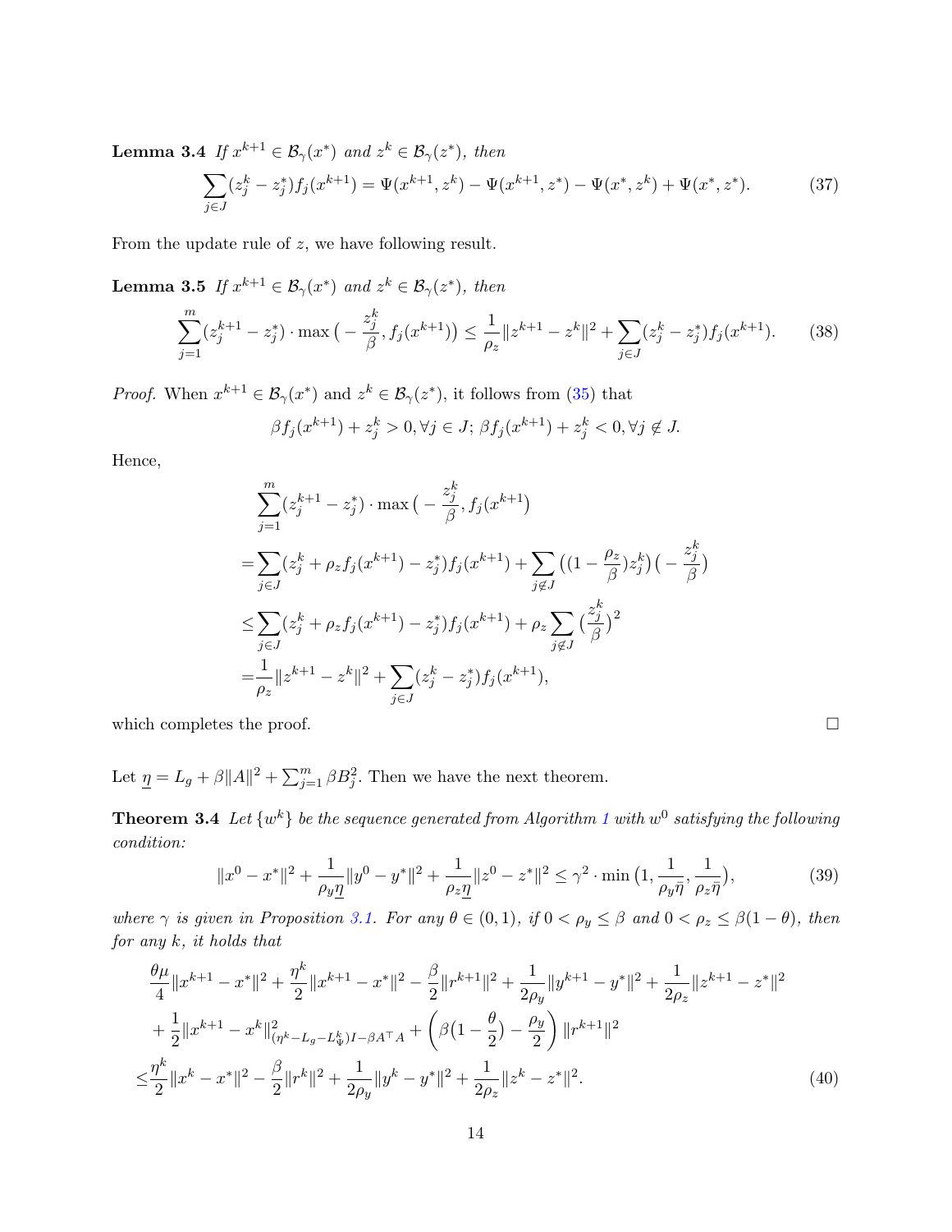**Lemma 3.4** *If $x^{k+1} \in \mathcal{B}_\gamma(x^*)$ and $z^k \in \mathcal{B}_\gamma(z^*)$, then*

$$\sum_{j\in J}(z_j^k - z_j^*)f_j(x^{k+1}) = \Psi(x^{k+1}, z^k) - \Psi(x^{k+1}, z^*) - \Psi(x^*, z^k) + \Psi(x^*, z^*). \tag{37}$$

From the update rule of $z$, we have following result.

**Lemma 3.5** *If $x^{k+1} \in \mathcal{B}_\gamma(x^*)$ and $z^k \in \mathcal{B}_\gamma(z^*)$, then*

$$\sum_{j=1}^m (z_j^{k+1} - z_j^*) \cdot \max\big(-\frac{z_j^k}{\beta}, f_j(x^{k+1})\big) \le \frac{1}{\rho_z}\|z^{k+1} - z^k\|^2 + \sum_{j\in J}(z_j^k - z_j^*)f_j(x^{k+1}). \tag{38}$$

*Proof.* When $x^{k+1} \in \mathcal{B}_\gamma(x^*)$ and $z^k \in \mathcal{B}_\gamma(z^*)$, it follows from (35) that

$$\beta f_j(x^{k+1}) + z_j^k > 0, \forall j \in J;\ \beta f_j(x^{k+1}) + z_j^k < 0, \forall j \notin J.$$

Hence,

$$\begin{aligned}
&\sum_{j=1}^m (z_j^{k+1} - z_j^*) \cdot \max\big(-\frac{z_j^k}{\beta}, f_j(x^{k+1}\big) \\
=&\sum_{j\in J}(z_j^k + \rho_z f_j(x^{k+1}) - z_j^*)f_j(x^{k+1}) + \sum_{j\notin J}\big((1-\frac{\rho_z}{\beta})z_j^k\big)\big(-\frac{z_j^k}{\beta}\big) \\
\le&\sum_{j\in J}(z_j^k + \rho_z f_j(x^{k+1}) - z_j^*)f_j(x^{k+1}) + \rho_z\sum_{j\notin J}\big(\frac{z_j^k}{\beta}\big)^2 \\
=&\frac{1}{\rho_z}\|z^{k+1} - z^k\|^2 + \sum_{j\in J}(z_j^k - z_j^*)f_j(x^{k+1}),
\end{aligned}$$

which completes the proof. $\square$

Let $\underline{\eta} = L_g + \beta\|A\|^2 + \sum_{j=1}^m \beta B_j^2$. Then we have the next theorem.

**Theorem 3.4** *Let $\{w^k\}$ be the sequence generated from Algorithm 1 with $w^0$ satisfying the following condition:*

$$\|x^0 - x^*\|^2 + \frac{1}{\rho_y\underline{\eta}}\|y^0 - y^*\|^2 + \frac{1}{\rho_z\underline{\eta}}\|z^0 - z^*\|^2 \le \gamma^2 \cdot \min\big(1, \frac{1}{\rho_y\bar{\eta}}, \frac{1}{\rho_z\bar{\eta}}\big), \tag{39}$$

*where $\gamma$ is given in Proposition 3.1. For any $\theta \in (0,1)$, if $0 < \rho_y \le \beta$ and $0 < \rho_z \le \beta(1-\theta)$, then for any $k$, it holds that*

$$\begin{aligned}
&\frac{\theta\mu}{4}\|x^{k+1} - x^*\|^2 + \frac{\eta^k}{2}\|x^{k+1} - x^*\|^2 - \frac{\beta}{2}\|r^{k+1}\|^2 + \frac{1}{2\rho_y}\|y^{k+1} - y^*\|^2 + \frac{1}{2\rho_z}\|z^{k+1} - z^*\|^2 \\
&+ \frac{1}{2}\|x^{k+1} - x^k\|^2_{(\eta^k - L_g - L_\Psi^k)I - \beta A^\top A} + \left(\beta\big(1 - \frac{\theta}{2}\big) - \frac{\rho_y}{2}\right)\|r^{k+1}\|^2 \\
\le&\frac{\eta^k}{2}\|x^k - x^*\|^2 - \frac{\beta}{2}\|r^k\|^2 + \frac{1}{2\rho_y}\|y^k - y^*\|^2 + \frac{1}{2\rho_z}\|z^k - z^*\|^2.
\end{aligned} \tag{40}$$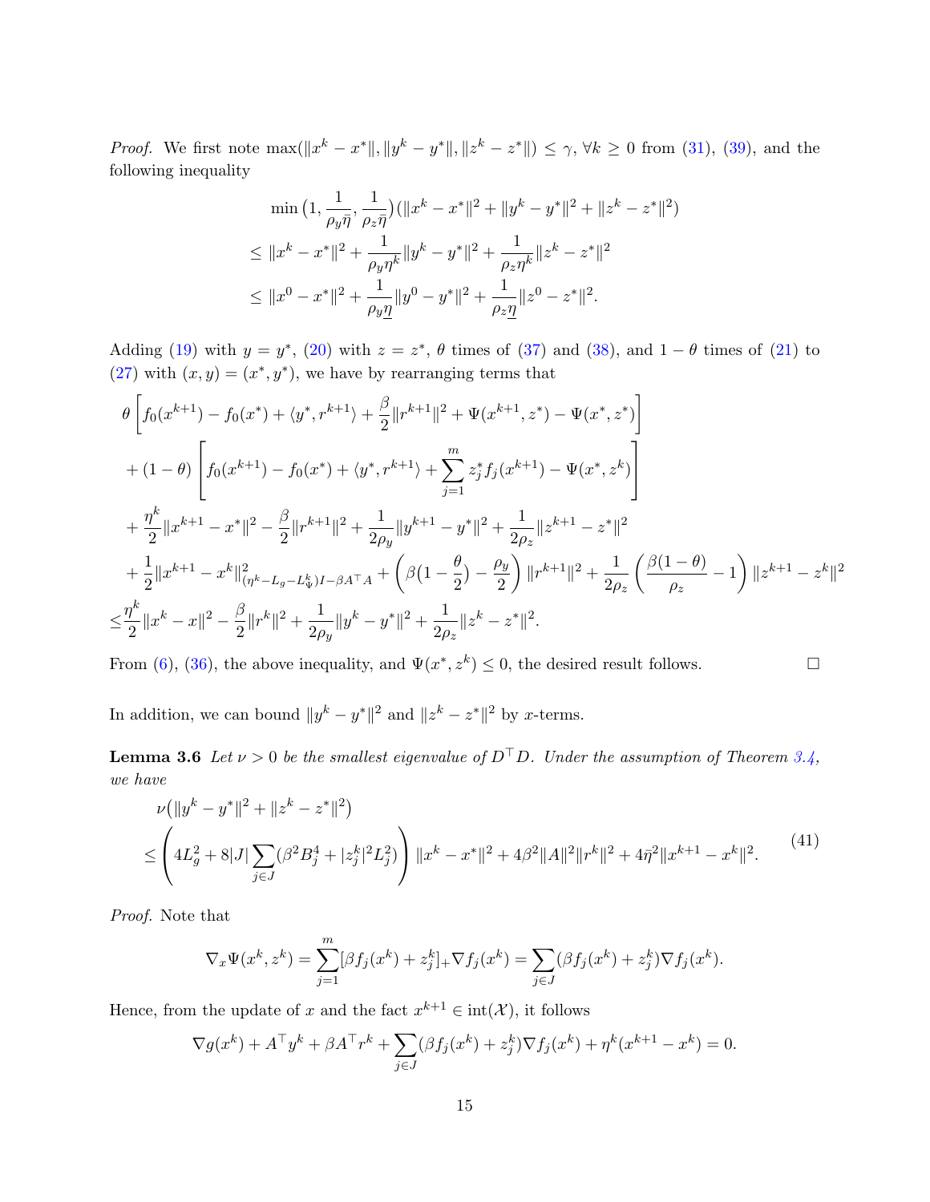*Proof.* We first note $\max(\|x^k - x^*\|, \|y^k - y^*\|, \|z^k - z^*\|) \leq \gamma$, $\forall k \geq 0$ from (31), (39), and the following inequality

$$
\begin{aligned}
&\min\big(1, \frac{1}{\rho_y \bar{\eta}}, \frac{1}{\rho_z \bar{\eta}}\big)(\|x^k - x^*\|^2 + \|y^k - y^*\|^2 + \|z^k - z^*\|^2) \\
\leq\ & \|x^k - x^*\|^2 + \frac{1}{\rho_y \eta^k}\|y^k - y^*\|^2 + \frac{1}{\rho_z \eta^k}\|z^k - z^*\|^2 \\
\leq\ & \|x^0 - x^*\|^2 + \frac{1}{\rho_y \underline{\eta}}\|y^0 - y^*\|^2 + \frac{1}{\rho_z \underline{\eta}}\|z^0 - z^*\|^2.
\end{aligned}
$$

Adding (19) with $y = y^*$, (20) with $z = z^*$, $\theta$ times of (37) and (38), and $1 - \theta$ times of (21) to (27) with $(x, y) = (x^*, y^*)$, we have by rearranging terms that

$$
\begin{aligned}
&\theta \left[ f_0(x^{k+1}) - f_0(x^*) + \langle y^*, r^{k+1} \rangle + \frac{\beta}{2}\|r^{k+1}\|^2 + \Psi(x^{k+1}, z^*) - \Psi(x^*, z^*) \right] \\
&+ (1 - \theta) \left[ f_0(x^{k+1}) - f_0(x^*) + \langle y^*, r^{k+1} \rangle + \sum_{j=1}^m z_j^* f_j(x^{k+1}) - \Psi(x^*, z^k) \right] \\
&+ \frac{\eta^k}{2}\|x^{k+1} - x^*\|^2 - \frac{\beta}{2}\|r^{k+1}\|^2 + \frac{1}{2\rho_y}\|y^{k+1} - y^*\|^2 + \frac{1}{2\rho_z}\|z^{k+1} - z^*\|^2 \\
&+ \frac{1}{2}\|x^{k+1} - x^k\|^2_{(\eta^k - L_g - L_\Psi^k)I - \beta A^\top A} + \left( \beta\big(1 - \frac{\theta}{2}\big) - \frac{\rho_y}{2} \right)\|r^{k+1}\|^2 + \frac{1}{2\rho_z}\left( \frac{\beta(1-\theta)}{\rho_z} - 1 \right)\|z^{k+1} - z^k\|^2 \\
\leq & \frac{\eta^k}{2}\|x^k - x\|^2 - \frac{\beta}{2}\|r^k\|^2 + \frac{1}{2\rho_y}\|y^k - y^*\|^2 + \frac{1}{2\rho_z}\|z^k - z^*\|^2.
\end{aligned}
$$

From (6), (36), the above inequality, and $\Psi(x^*, z^k) \leq 0$, the desired result follows. $\square$

In addition, we can bound $\|y^k - y^*\|^2$ and $\|z^k - z^*\|^2$ by $x$-terms.

**Lemma 3.6** *Let $\nu > 0$ be the smallest eigenvalue of $D^\top D$. Under the assumption of Theorem 3.4, we have*

$$
\begin{aligned}
&\nu\big(\|y^k - y^*\|^2 + \|z^k - z^*\|^2\big) \\
\leq & \left( 4L_g^2 + 8|J| \sum_{j \in J} (\beta^2 B_j^4 + |z_j^k|^2 L_j^2) \right) \|x^k - x^*\|^2 + 4\beta^2\|A\|^2\|r^k\|^2 + 4\bar{\eta}^2\|x^{k+1} - x^k\|^2.
\end{aligned}
\tag{41}
$$

*Proof.* Note that

$$
\nabla_x \Psi(x^k, z^k) = \sum_{j=1}^m [\beta f_j(x^k) + z_j^k]_+ \nabla f_j(x^k) = \sum_{j \in J} (\beta f_j(x^k) + z_j^k) \nabla f_j(x^k).
$$

Hence, from the update of $x$ and the fact $x^{k+1} \in \mathrm{int}(\mathcal{X})$, it follows

$$
\nabla g(x^k) + A^\top y^k + \beta A^\top r^k + \sum_{j \in J} (\beta f_j(x^k) + z_j^k) \nabla f_j(x^k) + \eta^k (x^{k+1} - x^k) = 0.
$$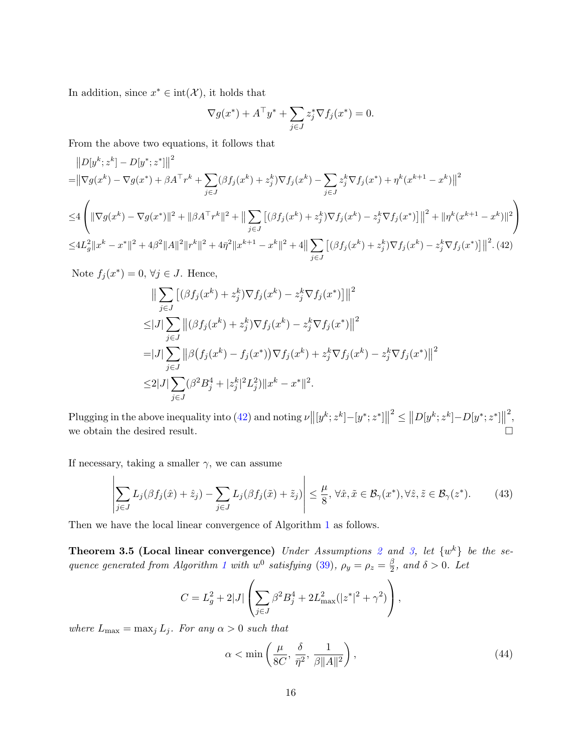In addition, since $x^* \in \mathrm{int}(\mathcal{X})$, it holds that

$$\nabla g(x^*) + A^\top y^* + \sum_{j\in J} z_j^* \nabla f_j(x^*) = 0.$$

From the above two equations, it follows that

$$\begin{aligned}
&\big\|D[y^k;z^k]-D[y^*;z^*]\big\|^2\\
=&\big\|\nabla g(x^k)-\nabla g(x^*)+\beta A^\top r^k+\sum_{j\in J}(\beta f_j(x^k)+z_j^k)\nabla f_j(x^k)-\sum_{j\in J}z_j^k\nabla f_j(x^*)+\eta^k(x^{k+1}-x^k)\big\|^2\\
\le&4\left(\|\nabla g(x^k)-\nabla g(x^*)\|^2+\|\beta A^\top r^k\|^2+\big\|\sum_{j\in J}\left[(\beta f_j(x^k)+z_j^k)\nabla f_j(x^k)-z_j^k\nabla f_j(x^*)\right]\big\|^2+\|\eta^k(x^{k+1}-x^k)\|^2\right)\\
\le&4L_g^2\|x^k-x^*\|^2+4\beta^2\|A\|^2\|r^k\|^2+4\bar\eta^2\|x^{k+1}-x^k\|^2+4\big\|\sum_{j\in J}\left[(\beta f_j(x^k)+z_j^k)\nabla f_j(x^k)-z_j^k\nabla f_j(x^*)\right]\big\|^2. \quad (42)
\end{aligned}$$

Note $f_j(x^*)=0$, $\forall j\in J$. Hence,

$$\begin{aligned}
&\big\|\sum_{j\in J}\left[(\beta f_j(x^k)+z_j^k)\nabla f_j(x^k)-z_j^k\nabla f_j(x^*)\right]\big\|^2\\
\le&|J|\sum_{j\in J}\big\|(\beta f_j(x^k)+z_j^k)\nabla f_j(x^k)-z_j^k\nabla f_j(x^*)\big\|^2\\
=&|J|\sum_{j\in J}\big\|\beta\big(f_j(x^k)-f_j(x^*)\big)\nabla f_j(x^k)+z_j^k\nabla f_j(x^k)-z_j^k\nabla f_j(x^*)\big\|^2\\
\le&2|J|\sum_{j\in J}(\beta^2B_j^4+|z_j^k|^2L_j^2)\|x^k-x^*\|^2.
\end{aligned}$$

Plugging in the above inequality into (42) and noting $\nu\big\|[y^k;z^k]-[y^*;z^*]\big\|^2\le\big\|D[y^k;z^k]-D[y^*;z^*]\big\|^2$, we obtain the desired result. $\square$

If necessary, taking a smaller $\gamma$, we can assume

$$\left|\sum_{j\in J}L_j(\beta f_j(\hat x)+\hat z_j)-\sum_{j\in J}L_j(\beta f_j(\tilde x)+\tilde z_j)\right|\le\frac{\mu}{8},\ \forall\hat x,\tilde x\in\mathcal{B}_\gamma(x^*),\forall\hat z,\tilde z\in\mathcal{B}_\gamma(z^*). \quad (43)$$

Then we have the local linear convergence of Algorithm 1 as follows.

**Theorem 3.5 (Local linear convergence)** *Under Assumptions 2 and 3, let $\{w^k\}$ be the sequence generated from Algorithm 1 with $w^0$ satisfying (39), $\rho_y=\rho_z=\frac{\beta}{2}$, and $\delta>0$. Let*

$$C=L_g^2+2|J|\left(\sum_{j\in J}\beta^2B_j^4+2L_{\max}^2(|z^*|^2+\gamma^2)\right),$$

*where $L_{\max}=\max_j L_j$. For any $\alpha>0$ such that*

$$\alpha<\min\left(\frac{\mu}{8C},\ \frac{\delta}{\bar\eta^2},\ \frac{1}{\beta\|A\|^2}\right), \quad (44)$$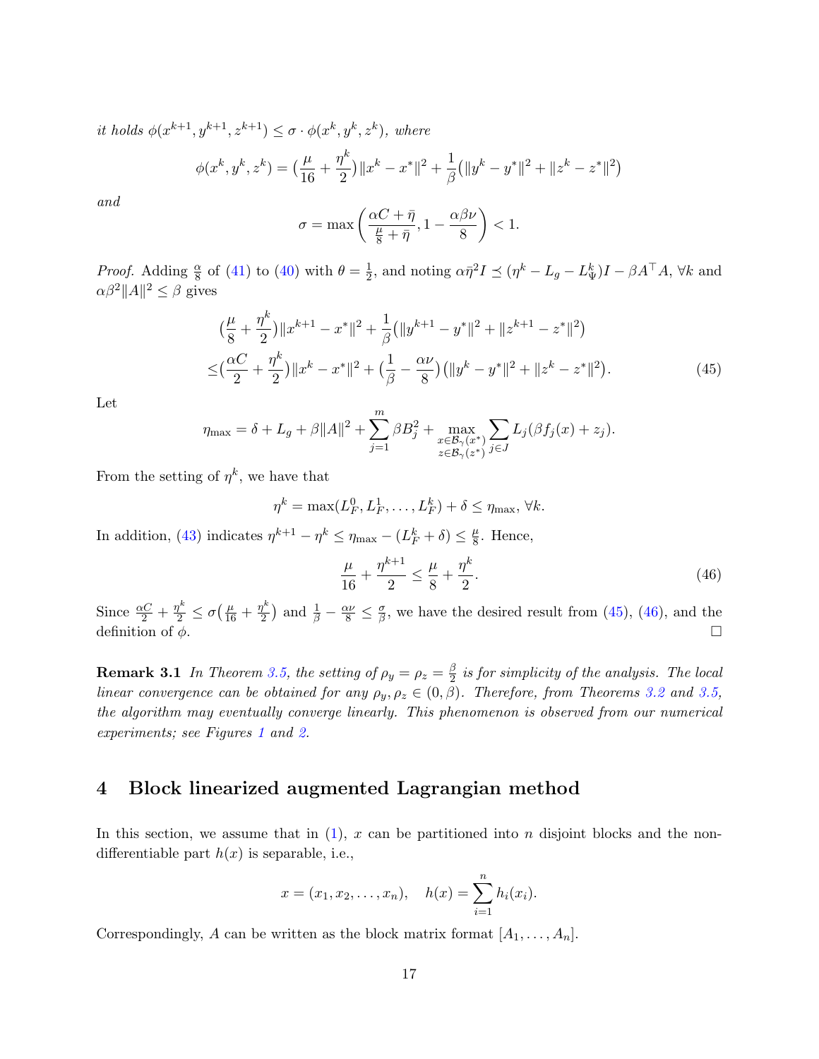*it holds* $\phi(x^{k+1}, y^{k+1}, z^{k+1}) \le \sigma \cdot \phi(x^k, y^k, z^k)$*, where*

$$\phi(x^k, y^k, z^k) = \big(\frac{\mu}{16} + \frac{\eta^k}{2}\big)\|x^k - x^*\|^2 + \frac{1}{\beta}\big(\|y^k - y^*\|^2 + \|z^k - z^*\|^2\big)$$

*and*

$$\sigma = \max\left(\frac{\alpha C + \bar{\eta}}{\frac{\mu}{8} + \bar{\eta}}, 1 - \frac{\alpha\beta\nu}{8}\right) < 1.$$

*Proof.* Adding $\frac{\alpha}{8}$ of (41) to (40) with $\theta = \frac{1}{2}$, and noting $\alpha\bar{\eta}^2 I \preceq (\eta^k - L_g - L_\Psi^k)I - \beta A^\top A$, $\forall k$ and $\alpha\beta^2\|A\|^2 \le \beta$ gives

$$\begin{aligned}
&\big(\frac{\mu}{8} + \frac{\eta^k}{2}\big)\|x^{k+1} - x^*\|^2 + \frac{1}{\beta}\big(\|y^{k+1} - y^*\|^2 + \|z^{k+1} - z^*\|^2\big) \\
\le &\big(\frac{\alpha C}{2} + \frac{\eta^k}{2}\big)\|x^k - x^*\|^2 + \big(\frac{1}{\beta} - \frac{\alpha\nu}{8}\big)\big(\|y^k - y^*\|^2 + \|z^k - z^*\|^2\big).
\end{aligned} \tag{45}$$

Let

$$\eta_{\max} = \delta + L_g + \beta\|A\|^2 + \sum_{j=1}^m \beta B_j^2 + \max_{\substack{x \in \mathcal{B}_\gamma(x^*) \\ z \in \mathcal{B}_\gamma(z^*)}} \sum_{j \in J} L_j(\beta f_j(x) + z_j).$$

From the setting of $\eta^k$, we have that

$$\eta^k = \max(L_F^0, L_F^1, \ldots, L_F^k) + \delta \le \eta_{\max}, \forall k.$$

In addition, (43) indicates $\eta^{k+1} - \eta^k \le \eta_{\max} - (L_F^k + \delta) \le \frac{\mu}{8}$. Hence,

$$\frac{\mu}{16} + \frac{\eta^{k+1}}{2} \le \frac{\mu}{8} + \frac{\eta^k}{2}. \tag{46}$$

Since $\frac{\alpha C}{2} + \frac{\eta^k}{2} \le \sigma\big(\frac{\mu}{16} + \frac{\eta^k}{2}\big)$ and $\frac{1}{\beta} - \frac{\alpha\nu}{8} \le \frac{\sigma}{\beta}$, we have the desired result from (45), (46), and the definition of $\phi$. $\square$

**Remark 3.1** *In Theorem 3.5, the setting of* $\rho_y = \rho_z = \frac{\beta}{2}$ *is for simplicity of the analysis. The local linear convergence can be obtained for any* $\rho_y, \rho_z \in (0, \beta)$*. Therefore, from Theorems 3.2 and 3.5, the algorithm may eventually converge linearly. This phenomenon is observed from our numerical experiments; see Figures 1 and 2.*

# 4 Block linearized augmented Lagrangian method

In this section, we assume that in (1), $x$ can be partitioned into $n$ disjoint blocks and the non-differentiable part $h(x)$ is separable, i.e.,

$$x = (x_1, x_2, \ldots, x_n), \quad h(x) = \sum_{i=1}^n h_i(x_i).$$

Correspondingly, $A$ can be written as the block matrix format $[A_1, \ldots, A_n]$.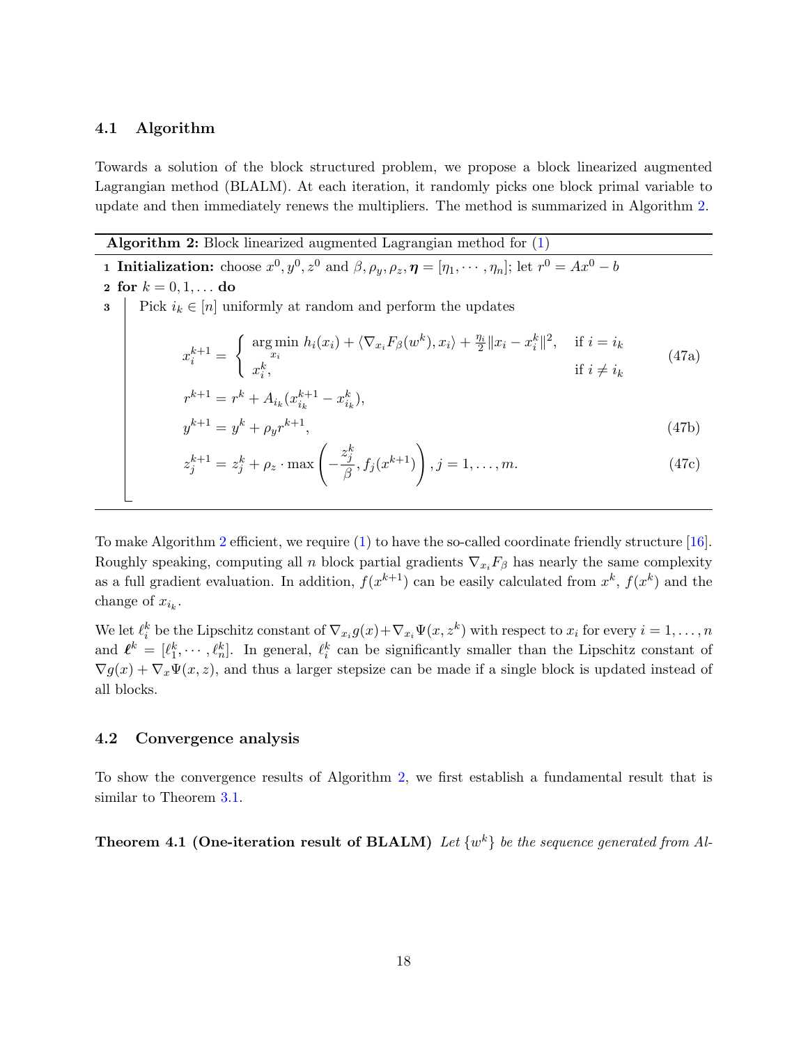### 4.1 Algorithm

Towards a solution of the block structured problem, we propose a block linearized augmented Lagrangian method (BLALM). At each iteration, it randomly picks one block primal variable to update and then immediately renews the multipliers. The method is summarized in Algorithm 2.

---

**Algorithm 2:** Block linearized augmented Lagrangian method for (1)

---

1 **Initialization:** choose $x^0, y^0, z^0$ and $\beta, \rho_y, \rho_z, \boldsymbol{\eta} = [\eta_1, \cdots, \eta_n]$; let $r^0 = Ax^0 - b$

2 **for** $k = 0, 1, \ldots$ **do**

3 Pick $i_k \in [n]$ uniformly at random and perform the updates

$$x_i^{k+1} = \begin{cases} \underset{x_i}{\arg\min}\ h_i(x_i) + \langle \nabla_{x_i} F_\beta(w^k), x_i \rangle + \frac{\eta_i}{2}\|x_i - x_i^k\|^2, & \text{if } i = i_k \\ x_i^k, & \text{if } i \neq i_k \end{cases} \tag{47a}$$

$$r^{k+1} = r^k + A_{i_k}(x_{i_k}^{k+1} - x_{i_k}^k),$$

$$y^{k+1} = y^k + \rho_y r^{k+1}, \tag{47b}$$

$$z_j^{k+1} = z_j^k + \rho_z \cdot \max\left(-\frac{z_j^k}{\beta}, f_j(x^{k+1})\right), j = 1, \ldots, m. \tag{47c}$$

---

To make Algorithm 2 efficient, we require (1) to have the so-called coordinate friendly structure [16]. Roughly speaking, computing all $n$ block partial gradients $\nabla_{x_i} F_\beta$ has nearly the same complexity as a full gradient evaluation. In addition, $f(x^{k+1})$ can be easily calculated from $x^k$, $f(x^k)$ and the change of $x_{i_k}$.

We let $\ell_i^k$ be the Lipschitz constant of $\nabla_{x_i} g(x) + \nabla_{x_i} \Psi(x, z^k)$ with respect to $x_i$ for every $i = 1, \ldots, n$ and $\boldsymbol{\ell}^k = [\ell_1^k, \cdots, \ell_n^k]$. In general, $\ell_i^k$ can be significantly smaller than the Lipschitz constant of $\nabla g(x) + \nabla_x \Psi(x, z)$, and thus a larger stepsize can be made if a single block is updated instead of all blocks.

### 4.2 Convergence analysis

To show the convergence results of Algorithm 2, we first establish a fundamental result that is similar to Theorem 3.1.

**Theorem 4.1 (One-iteration result of BLALM)** *Let $\{w^k\}$ be the sequence generated from Al-*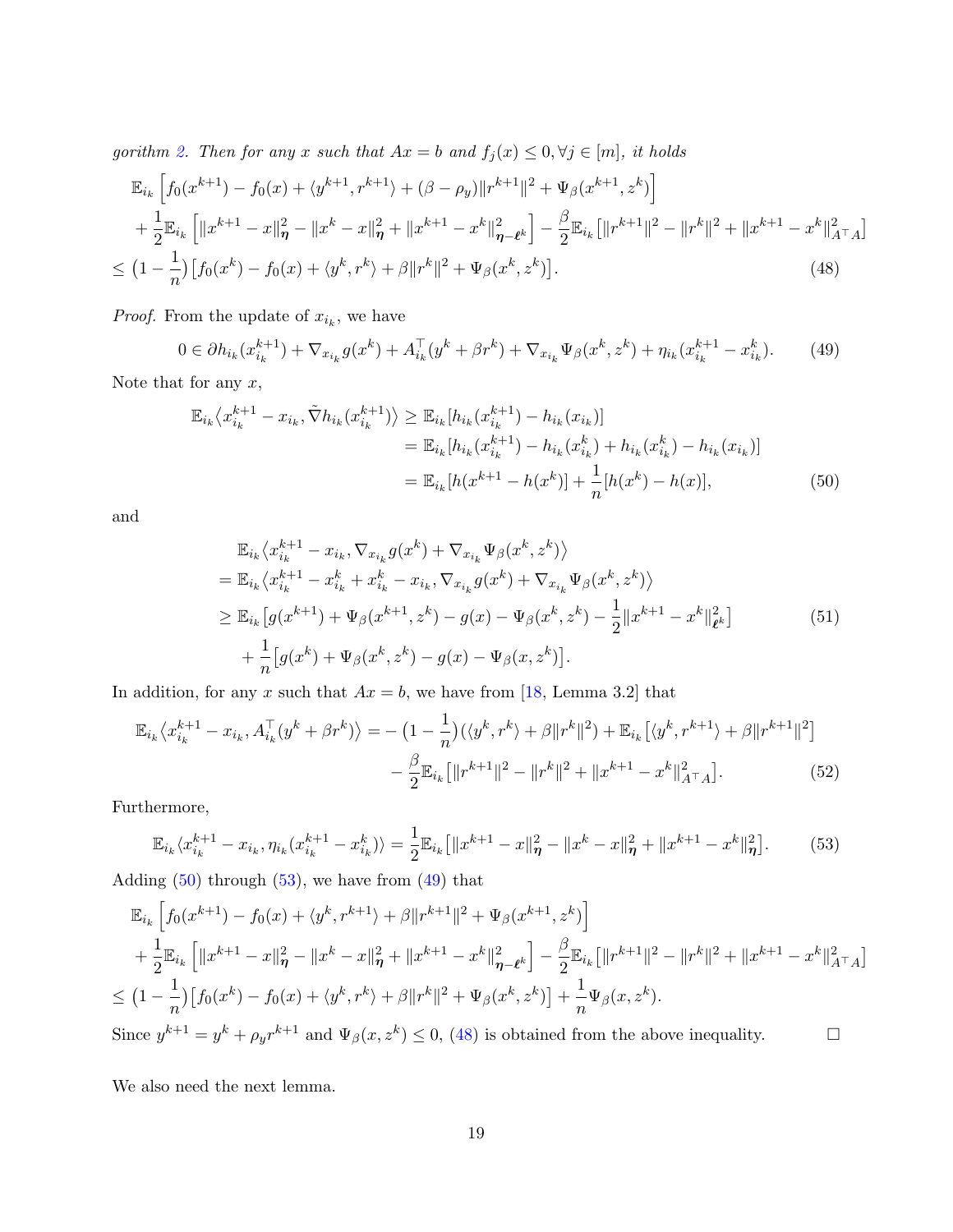*gorithm 2. Then for any $x$ such that $Ax = b$ and $f_j(x) \leq 0, \forall j \in [m]$, it holds*

$$
\begin{aligned}
&\mathbb{E}_{i_k}\left[f_0(x^{k+1}) - f_0(x) + \langle y^{k+1}, r^{k+1}\rangle + (\beta - \rho_y)\|r^{k+1}\|^2 + \Psi_\beta(x^{k+1}, z^k)\right] \\
&+ \frac{1}{2}\mathbb{E}_{i_k}\left[\|x^{k+1} - x\|_{\boldsymbol{\eta}}^2 - \|x^k - x\|_{\boldsymbol{\eta}}^2 + \|x^{k+1} - x^k\|_{\boldsymbol{\eta} - \boldsymbol{\ell}^k}^2\right] - \frac{\beta}{2}\mathbb{E}_{i_k}\left[\|r^{k+1}\|^2 - \|r^k\|^2 + \|x^{k+1} - x^k\|_{A^\top A}^2\right] \\
&\leq \left(1 - \frac{1}{n}\right)\left[f_0(x^k) - f_0(x) + \langle y^k, r^k\rangle + \beta\|r^k\|^2 + \Psi_\beta(x^k, z^k)\right].
\end{aligned} \tag{48}
$$

*Proof.* From the update of $x_{i_k}$, we have

$$
0 \in \partial h_{i_k}(x_{i_k}^{k+1}) + \nabla_{x_{i_k}} g(x^k) + A_{i_k}^\top(y^k + \beta r^k) + \nabla_{x_{i_k}} \Psi_\beta(x^k, z^k) + \eta_{i_k}(x_{i_k}^{k+1} - x_{i_k}^k). \tag{49}
$$

Note that for any $x$,

$$
\begin{aligned}
\mathbb{E}_{i_k}\langle x_{i_k}^{k+1} - x_{i_k}, \tilde{\nabla} h_{i_k}(x_{i_k}^{k+1})\rangle &\geq \mathbb{E}_{i_k}[h_{i_k}(x_{i_k}^{k+1}) - h_{i_k}(x_{i_k})] \\
&= \mathbb{E}_{i_k}[h_{i_k}(x_{i_k}^{k+1}) - h_{i_k}(x_{i_k}^k) + h_{i_k}(x_{i_k}^k) - h_{i_k}(x_{i_k})] \\
&= \mathbb{E}_{i_k}[h(x^{k+1} - h(x^k)] + \frac{1}{n}[h(x^k) - h(x)],
\end{aligned} \tag{50}
$$

and

$$
\begin{aligned}
&\mathbb{E}_{i_k}\left\langle x_{i_k}^{k+1} - x_{i_k}, \nabla_{x_{i_k}} g(x^k) + \nabla_{x_{i_k}} \Psi_\beta(x^k, z^k)\right\rangle \\
&= \mathbb{E}_{i_k}\left\langle x_{i_k}^{k+1} - x_{i_k}^k + x_{i_k}^k - x_{i_k}, \nabla_{x_{i_k}} g(x^k) + \nabla_{x_{i_k}} \Psi_\beta(x^k, z^k)\right\rangle \\
&\geq \mathbb{E}_{i_k}\left[g(x^{k+1}) + \Psi_\beta(x^{k+1}, z^k) - g(x) - \Psi_\beta(x^k, z^k) - \frac{1}{2}\|x^{k+1} - x^k\|_{\boldsymbol{\ell}^k}^2\right] \\
&\quad + \frac{1}{n}\left[g(x^k) + \Psi_\beta(x^k, z^k) - g(x) - \Psi_\beta(x, z^k)\right].
\end{aligned} \tag{51}
$$

In addition, for any $x$ such that $Ax = b$, we have from [18, Lemma 3.2] that

$$
\begin{aligned}
\mathbb{E}_{i_k}\left\langle x_{i_k}^{k+1} - x_{i_k}, A_{i_k}^\top(y^k + \beta r^k)\right\rangle = &-\left(1 - \frac{1}{n}\right)(\langle y^k, r^k\rangle + \beta\|r^k\|^2) + \mathbb{E}_{i_k}\left[\langle y^k, r^{k+1}\rangle + \beta\|r^{k+1}\|^2\right] \\
&- \frac{\beta}{2}\mathbb{E}_{i_k}\left[\|r^{k+1}\|^2 - \|r^k\|^2 + \|x^{k+1} - x^k\|_{A^\top A}^2\right].
\end{aligned} \tag{52}
$$

Furthermore,

$$
\mathbb{E}_{i_k}\langle x_{i_k}^{k+1} - x_{i_k}, \eta_{i_k}(x_{i_k}^{k+1} - x_{i_k}^k)\rangle = \frac{1}{2}\mathbb{E}_{i_k}\left[\|x^{k+1} - x\|_{\boldsymbol{\eta}}^2 - \|x^k - x\|_{\boldsymbol{\eta}}^2 + \|x^{k+1} - x^k\|_{\boldsymbol{\eta}}^2\right]. \tag{53}
$$

Adding (50) through (53), we have from (49) that

$$
\begin{aligned}
&\mathbb{E}_{i_k}\left[f_0(x^{k+1}) - f_0(x) + \langle y^k, r^{k+1}\rangle + \beta\|r^{k+1}\|^2 + \Psi_\beta(x^{k+1}, z^k)\right] \\
&+ \frac{1}{2}\mathbb{E}_{i_k}\left[\|x^{k+1} - x\|_{\boldsymbol{\eta}}^2 - \|x^k - x\|_{\boldsymbol{\eta}}^2 + \|x^{k+1} - x^k\|_{\boldsymbol{\eta} - \boldsymbol{\ell}^k}^2\right] - \frac{\beta}{2}\mathbb{E}_{i_k}\left[\|r^{k+1}\|^2 - \|r^k\|^2 + \|x^{k+1} - x^k\|_{A^\top A}^2\right] \\
&\leq \left(1 - \frac{1}{n}\right)\left[f_0(x^k) - f_0(x) + \langle y^k, r^k\rangle + \beta\|r^k\|^2 + \Psi_\beta(x^k, z^k)\right] + \frac{1}{n}\Psi_\beta(x, z^k).
\end{aligned}
$$

Since $y^{k+1} = y^k + \rho_y r^{k+1}$ and $\Psi_\beta(x, z^k) \leq 0$, (48) is obtained from the above inequality. $\square$

We also need the next lemma.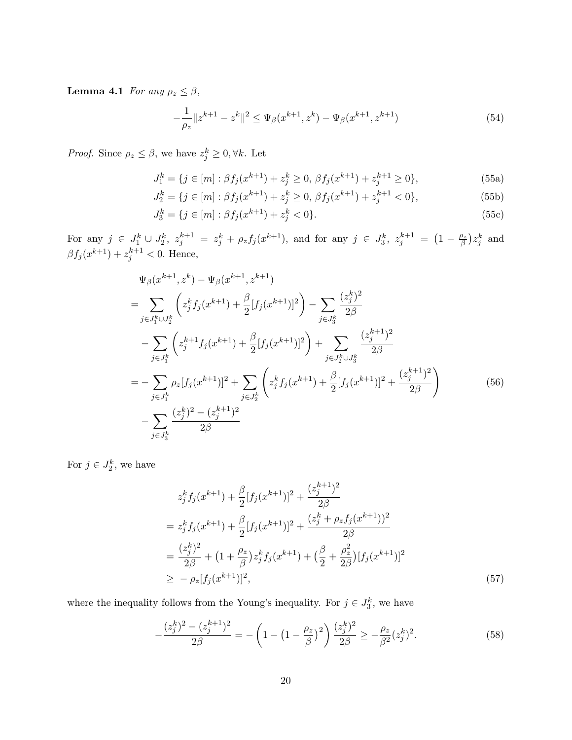**Lemma 4.1** *For any $\rho_z \leq \beta$,*

$$-\frac{1}{\rho_z}\|z^{k+1} - z^k\|^2 \leq \Psi_\beta(x^{k+1}, z^k) - \Psi_\beta(x^{k+1}, z^{k+1}) \tag{54}$$

*Proof.* Since $\rho_z \leq \beta$, we have $z_j^k \geq 0, \forall k$. Let

$$J_1^k = \{j \in [m] : \beta f_j(x^{k+1}) + z_j^k \geq 0,\, \beta f_j(x^{k+1}) + z_j^{k+1} \geq 0\}, \tag{55a}$$

$$J_2^k = \{j \in [m] : \beta f_j(x^{k+1}) + z_j^k \geq 0,\, \beta f_j(x^{k+1}) + z_j^{k+1} < 0\}, \tag{55b}$$

$$J_3^k = \{j \in [m] : \beta f_j(x^{k+1}) + z_j^k < 0\}. \tag{55c}$$

For any $j \in J_1^k \cup J_2^k$, $z_j^{k+1} = z_j^k + \rho_z f_j(x^{k+1})$, and for any $j \in J_3^k$, $z_j^{k+1} = \big(1 - \frac{\rho_z}{\beta}\big) z_j^k$ and $\beta f_j(x^{k+1}) + z_j^{k+1} < 0$. Hence,

$$\begin{aligned}
&\Psi_\beta(x^{k+1}, z^k) - \Psi_\beta(x^{k+1}, z^{k+1}) \\
=& \sum_{j \in J_1^k \cup J_2^k} \left( z_j^k f_j(x^{k+1}) + \frac{\beta}{2}[f_j(x^{k+1})]^2 \right) - \sum_{j \in J_3^k} \frac{(z_j^k)^2}{2\beta} \\
&- \sum_{j \in J_1^k} \left( z_j^{k+1} f_j(x^{k+1}) + \frac{\beta}{2}[f_j(x^{k+1})]^2 \right) + \sum_{j \in J_2^k \cup J_3^k} \frac{(z_j^{k+1})^2}{2\beta} \\
=& - \sum_{j \in J_1^k} \rho_z [f_j(x^{k+1})]^2 + \sum_{j \in J_2^k} \left( z_j^k f_j(x^{k+1}) + \frac{\beta}{2}[f_j(x^{k+1})]^2 + \frac{(z_j^{k+1})^2}{2\beta} \right) \\
&- \sum_{j \in J_3^k} \frac{(z_j^k)^2 - (z_j^{k+1})^2}{2\beta}
\end{aligned} \tag{56}$$

For $j \in J_2^k$, we have

$$\begin{aligned}
& z_j^k f_j(x^{k+1}) + \frac{\beta}{2}[f_j(x^{k+1})]^2 + \frac{(z_j^{k+1})^2}{2\beta} \\
=& z_j^k f_j(x^{k+1}) + \frac{\beta}{2}[f_j(x^{k+1})]^2 + \frac{(z_j^k + \rho_z f_j(x^{k+1}))^2}{2\beta} \\
=& \frac{(z_j^k)^2}{2\beta} + \big(1 + \frac{\rho_z}{\beta}\big) z_j^k f_j(x^{k+1}) + \big(\frac{\beta}{2} + \frac{\rho_z^2}{2\beta}\big)[f_j(x^{k+1})]^2 \\
\geq& -\rho_z [f_j(x^{k+1})]^2,
\end{aligned} \tag{57}$$

where the inequality follows from the Young's inequality. For $j \in J_3^k$, we have

$$-\frac{(z_j^k)^2 - (z_j^{k+1})^2}{2\beta} = -\left(1 - \big(1 - \frac{\rho_z}{\beta}\big)^2\right) \frac{(z_j^k)^2}{2\beta} \geq -\frac{\rho_z}{\beta^2}(z_j^k)^2. \tag{58}$$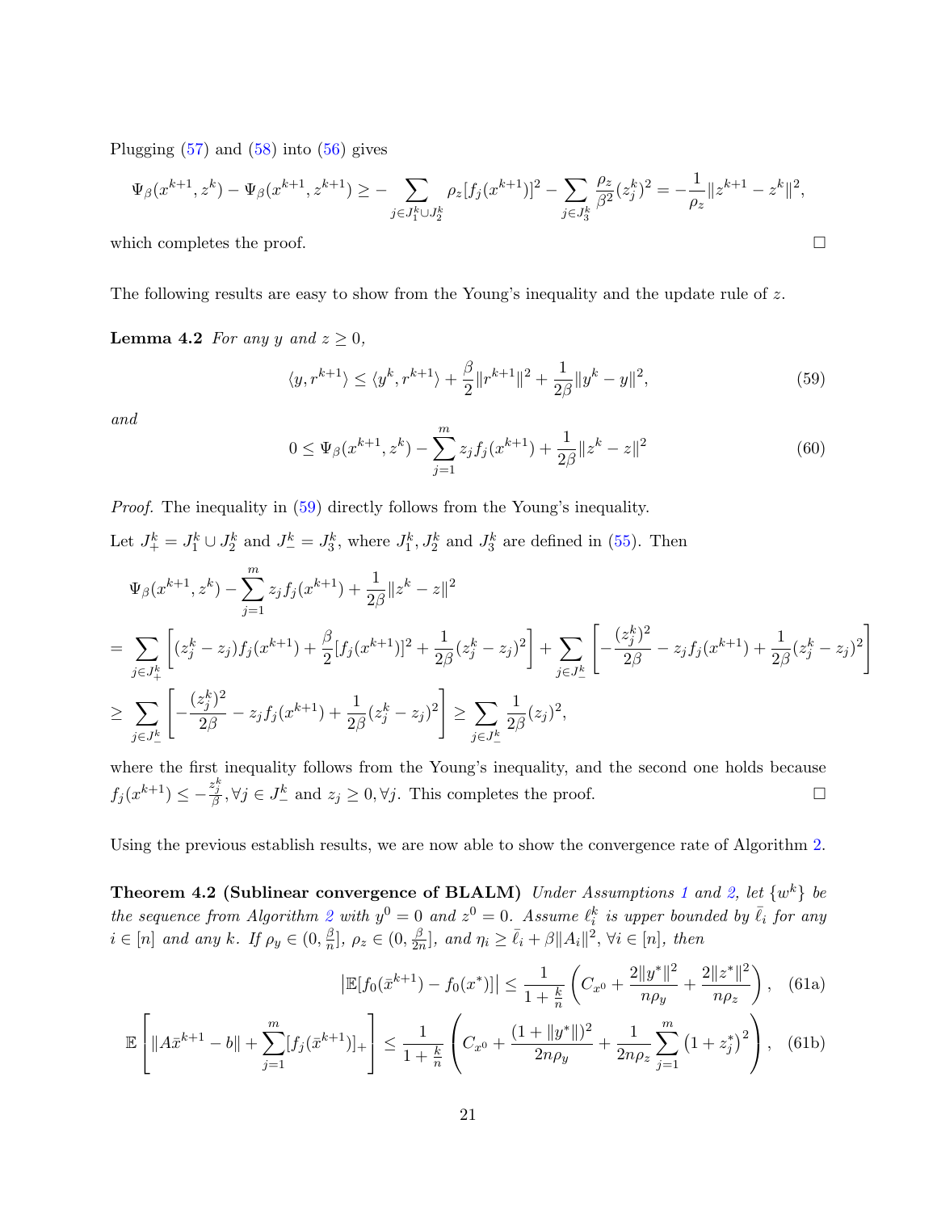Plugging (57) and (58) into (56) gives

$$\Psi_\beta(x^{k+1}, z^k) - \Psi_\beta(x^{k+1}, z^{k+1}) \geq - \sum_{j \in J_1^k \cup J_2^k} \rho_z [f_j(x^{k+1})]^2 - \sum_{j \in J_3^k} \frac{\rho_z}{\beta^2}(z_j^k)^2 = -\frac{1}{\rho_z}\|z^{k+1} - z^k\|^2,$$

which completes the proof. □

The following results are easy to show from the Young's inequality and the update rule of $z$.

**Lemma 4.2** *For any $y$ and $z \geq 0$,*

$$\langle y, r^{k+1}\rangle \leq \langle y^k, r^{k+1}\rangle + \frac{\beta}{2}\|r^{k+1}\|^2 + \frac{1}{2\beta}\|y^k - y\|^2, \tag{59}$$

*and*

$$0 \leq \Psi_\beta(x^{k+1}, z^k) - \sum_{j=1}^m z_j f_j(x^{k+1}) + \frac{1}{2\beta}\|z^k - z\|^2 \tag{60}$$

*Proof.* The inequality in (59) directly follows from the Young's inequality.

Let $J_+^k = J_1^k \cup J_2^k$ and $J_-^k = J_3^k$, where $J_1^k, J_2^k$ and $J_3^k$ are defined in (55). Then

$$\begin{aligned}
&\Psi_\beta(x^{k+1}, z^k) - \sum_{j=1}^m z_j f_j(x^{k+1}) + \frac{1}{2\beta}\|z^k - z\|^2 \\
=\ & \sum_{j \in J_+^k}\left[(z_j^k - z_j) f_j(x^{k+1}) + \frac{\beta}{2}[f_j(x^{k+1})]^2 + \frac{1}{2\beta}(z_j^k - z_j)^2\right] + \sum_{j \in J_-^k}\left[-\frac{(z_j^k)^2}{2\beta} - z_j f_j(x^{k+1}) + \frac{1}{2\beta}(z_j^k - z_j)^2\right] \\
\geq\ & \sum_{j \in J_-^k}\left[-\frac{(z_j^k)^2}{2\beta} - z_j f_j(x^{k+1}) + \frac{1}{2\beta}(z_j^k - z_j)^2\right] \geq \sum_{j \in J_-^k} \frac{1}{2\beta}(z_j)^2,
\end{aligned}$$

where the first inequality follows from the Young's inequality, and the second one holds because $f_j(x^{k+1}) \leq -\frac{z_j^k}{\beta}, \forall j \in J_-^k$ and $z_j \geq 0, \forall j$. This completes the proof. □

Using the previous establish results, we are now able to show the convergence rate of Algorithm 2.

**Theorem 4.2 (Sublinear convergence of BLALM)** *Under Assumptions 1 and 2, let $\{w^k\}$ be the sequence from Algorithm 2 with $y^0 = 0$ and $z^0 = 0$. Assume $\ell_i^k$ is upper bounded by $\bar{\ell}_i$ for any $i \in [n]$ and any $k$. If $\rho_y \in (0, \frac{\beta}{n}]$, $\rho_z \in (0, \frac{\beta}{2n}]$, and $\eta_i \geq \bar{\ell}_i + \beta\|A_i\|^2, \forall i \in [n]$, then*

$$\left|\mathbb{E}[f_0(\bar{x}^{k+1}) - f_0(x^*)]\right| \leq \frac{1}{1 + \frac{k}{n}}\left(C_{x^0} + \frac{2\|y^*\|^2}{n\rho_y} + \frac{2\|z^*\|^2}{n\rho_z}\right), \tag{61a}$$

$$\mathbb{E}\left[\|A\bar{x}^{k+1} - b\| + \sum_{j=1}^m [f_j(\bar{x}^{k+1})]_+\right] \leq \frac{1}{1 + \frac{k}{n}}\left(C_{x^0} + \frac{(1 + \|y^*\|)^2}{2n\rho_y} + \frac{1}{2n\rho_z}\sum_{j=1}^m \left(1 + z_j^*\right)^2\right), \tag{61b}$$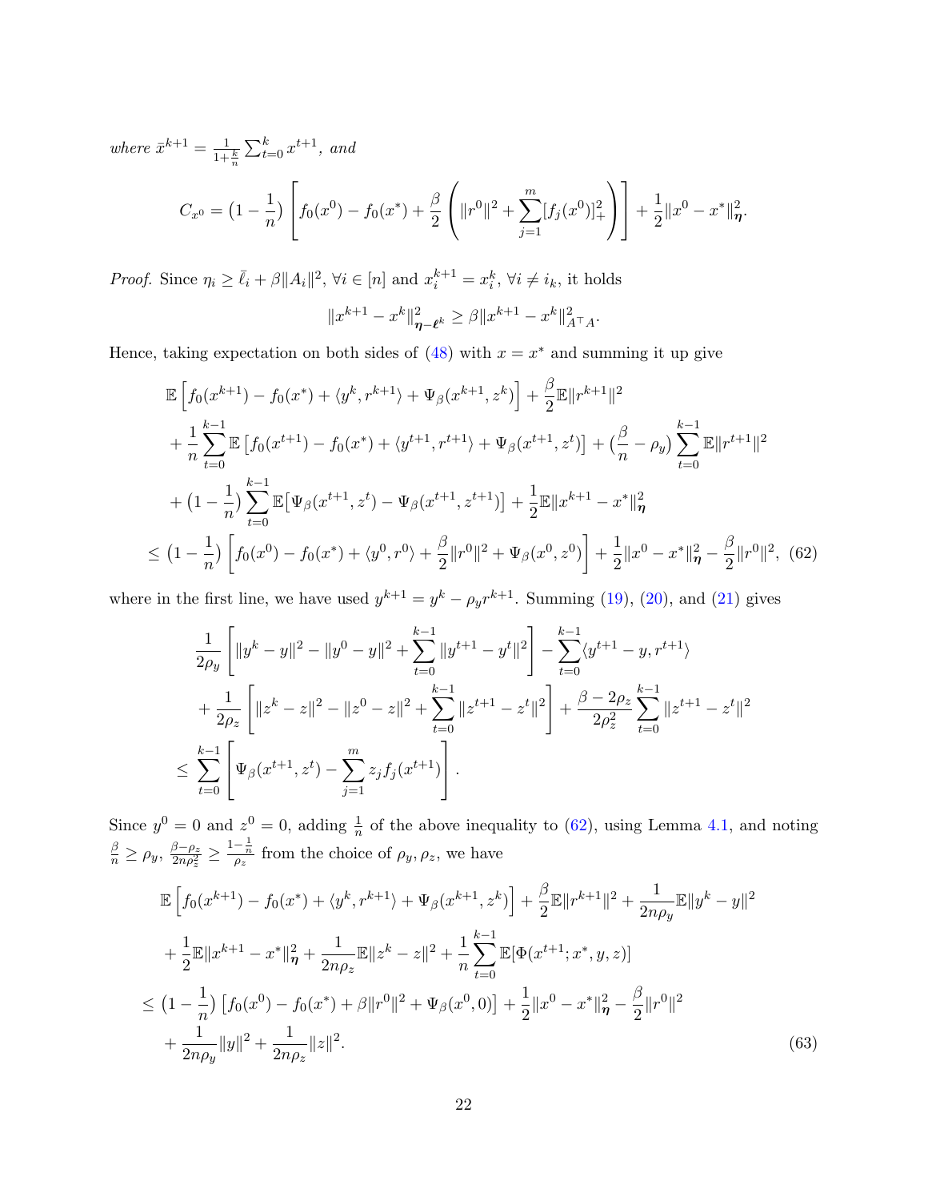*where* $\bar{x}^{k+1} = \frac{1}{1+\frac{k}{n}} \sum_{t=0}^{k} x^{t+1}$*, and*

$$
C_{x^0} = \big(1 - \frac{1}{n}\big) \left[ f_0(x^0) - f_0(x^*) + \frac{\beta}{2} \left( \|r^0\|^2 + \sum_{j=1}^{m} [f_j(x^0)]_+^2 \right) \right] + \frac{1}{2}\|x^0 - x^*\|_{\boldsymbol{\eta}}^2.
$$

*Proof.* Since $\eta_i \geq \bar{\ell}_i + \beta\|A_i\|^2$, $\forall i \in [n]$ and $x_i^{k+1} = x_i^k$, $\forall i \neq i_k$, it holds

$$
\|x^{k+1} - x^k\|_{\boldsymbol{\eta}-\boldsymbol{\ell}^k}^2 \geq \beta\|x^{k+1} - x^k\|_{A^\top A}^2.
$$

Hence, taking expectation on both sides of (48) with $x = x^*$ and summing it up give

$$
\begin{aligned}
&\mathbb{E}\left[ f_0(x^{k+1}) - f_0(x^*) + \langle y^k, r^{k+1} \rangle + \Psi_\beta(x^{k+1}, z^k) \right] + \frac{\beta}{2}\mathbb{E}\|r^{k+1}\|^2 \\
&+ \frac{1}{n}\sum_{t=0}^{k-1} \mathbb{E}\left[ f_0(x^{t+1}) - f_0(x^*) + \langle y^{t+1}, r^{t+1} \rangle + \Psi_\beta(x^{t+1}, z^t) \right] + \big(\frac{\beta}{n} - \rho_y\big) \sum_{t=0}^{k-1} \mathbb{E}\|r^{t+1}\|^2 \\
&+ \big(1 - \frac{1}{n}\big) \sum_{t=0}^{k-1} \mathbb{E}\big[ \Psi_\beta(x^{t+1}, z^t) - \Psi_\beta(x^{t+1}, z^{t+1}) \big] + \frac{1}{2}\mathbb{E}\|x^{k+1} - x^*\|_{\boldsymbol{\eta}}^2 \\
\leq\; &\big(1 - \frac{1}{n}\big) \left[ f_0(x^0) - f_0(x^*) + \langle y^0, r^0 \rangle + \frac{\beta}{2}\|r^0\|^2 + \Psi_\beta(x^0, z^0) \right] + \frac{1}{2}\|x^0 - x^*\|_{\boldsymbol{\eta}}^2 - \frac{\beta}{2}\|r^0\|^2, \quad (62)
\end{aligned}
$$

where in the first line, we have used $y^{k+1} = y^k - \rho_y r^{k+1}$. Summing (19), (20), and (21) gives

$$
\begin{aligned}
&\frac{1}{2\rho_y}\left[ \|y^k - y\|^2 - \|y^0 - y\|^2 + \sum_{t=0}^{k-1} \|y^{t+1} - y^t\|^2 \right] - \sum_{t=0}^{k-1} \langle y^{t+1} - y, r^{t+1} \rangle \\
&+ \frac{1}{2\rho_z}\left[ \|z^k - z\|^2 - \|z^0 - z\|^2 + \sum_{t=0}^{k-1} \|z^{t+1} - z^t\|^2 \right] + \frac{\beta - 2\rho_z}{2\rho_z^2} \sum_{t=0}^{k-1} \|z^{t+1} - z^t\|^2 \\
\leq\; &\sum_{t=0}^{k-1} \left[ \Psi_\beta(x^{t+1}, z^t) - \sum_{j=1}^{m} z_j f_j(x^{t+1}) \right].
\end{aligned}
$$

Since $y^0 = 0$ and $z^0 = 0$, adding $\frac{1}{n}$ of the above inequality to (62), using Lemma 4.1, and noting $\frac{\beta}{n} \geq \rho_y$, $\frac{\beta - \rho_z}{2n\rho_z^2} \geq \frac{1 - \frac{1}{n}}{\rho_z}$ from the choice of $\rho_y, \rho_z$, we have

$$
\begin{aligned}
&\mathbb{E}\left[ f_0(x^{k+1}) - f_0(x^*) + \langle y^k, r^{k+1} \rangle + \Psi_\beta(x^{k+1}, z^k) \right] + \frac{\beta}{2}\mathbb{E}\|r^{k+1}\|^2 + \frac{1}{2n\rho_y}\mathbb{E}\|y^k - y\|^2 \\
&+ \frac{1}{2}\mathbb{E}\|x^{k+1} - x^*\|_{\boldsymbol{\eta}}^2 + \frac{1}{2n\rho_z}\mathbb{E}\|z^k - z\|^2 + \frac{1}{n}\sum_{t=0}^{k-1} \mathbb{E}[\Phi(x^{t+1}; x^*, y, z)] \\
\leq\; &\big(1 - \frac{1}{n}\big) \left[ f_0(x^0) - f_0(x^*) + \beta\|r^0\|^2 + \Psi_\beta(x^0, 0) \right] + \frac{1}{2}\|x^0 - x^*\|_{\boldsymbol{\eta}}^2 - \frac{\beta}{2}\|r^0\|^2 \\
&+ \frac{1}{2n\rho_y}\|y\|^2 + \frac{1}{2n\rho_z}\|z\|^2. \quad (63)
\end{aligned}
$$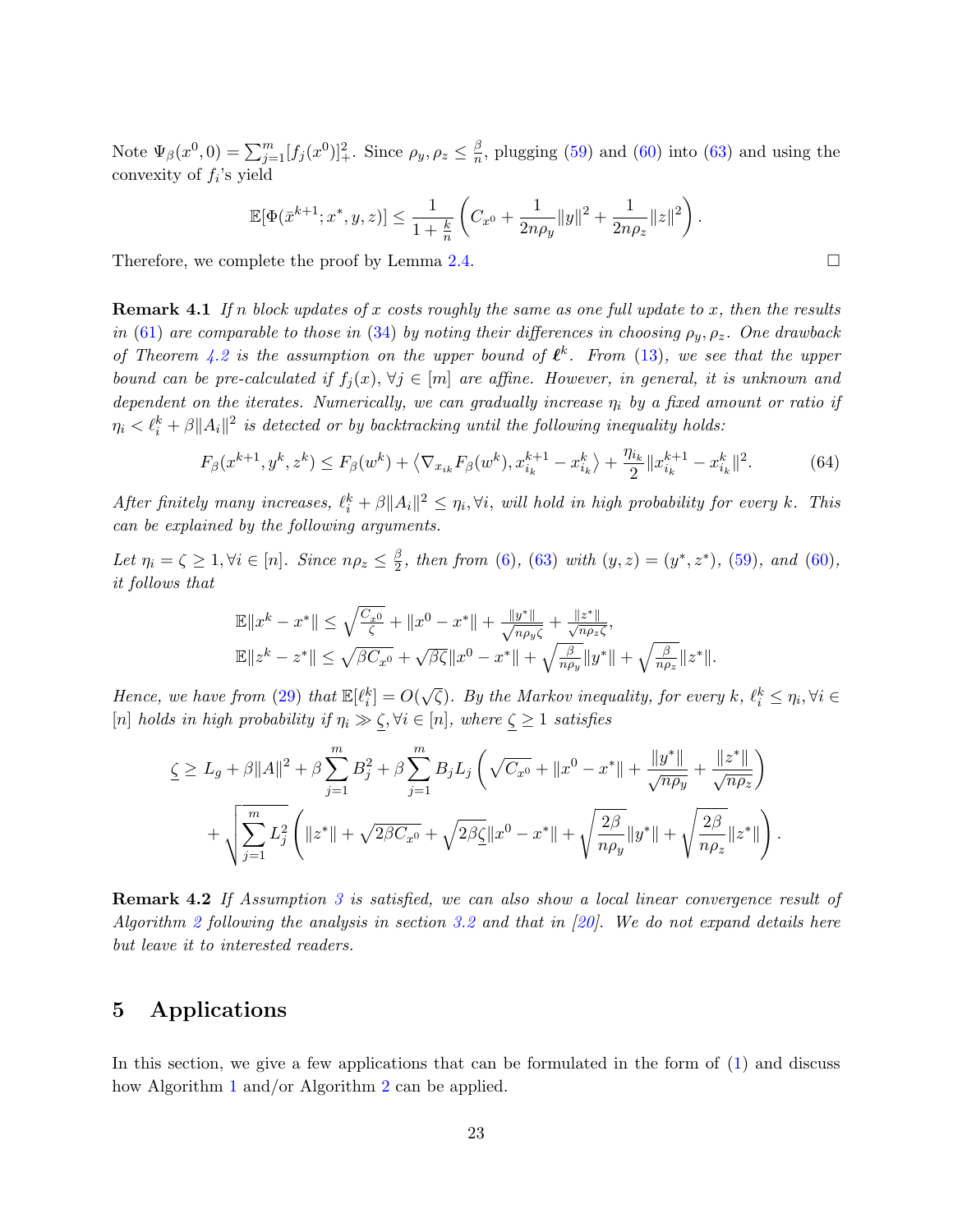Note $\Psi_\beta(x^0, 0) = \sum_{j=1}^m [f_j(x^0)]_+^2$. Since $\rho_y, \rho_z \le \frac{\beta}{n}$, plugging (59) and (60) into (63) and using the convexity of $f_i$'s yield

$$\mathbb{E}[\Phi(\bar{x}^{k+1}; x^*, y, z)] \le \frac{1}{1+\frac{k}{n}} \left( C_{x^0} + \frac{1}{2n\rho_y}\|y\|^2 + \frac{1}{2n\rho_z}\|z\|^2 \right).$$

Therefore, we complete the proof by Lemma 2.4. $\square$

**Remark 4.1** *If $n$ block updates of $x$ costs roughly the same as one full update to $x$, then the results in (61) are comparable to those in (34) by noting their differences in choosing $\rho_y, \rho_z$. One drawback of Theorem 4.2 is the assumption on the upper bound of $\boldsymbol{\ell}^k$. From (13), we see that the upper bound can be pre-calculated if $f_j(x), \forall j \in [m]$ are affine. However, in general, it is unknown and dependent on the iterates. Numerically, we can gradually increase $\eta_i$ by a fixed amount or ratio if $\eta_i < \ell_i^k + \beta\|A_i\|^2$ is detected or by backtracking until the following inequality holds:*

$$F_\beta(x^{k+1}, y^k, z^k) \le F_\beta(w^k) + \left\langle \nabla_{x_{i_k}} F_\beta(w^k), x_{i_k}^{k+1} - x_{i_k}^k \right\rangle + \frac{\eta_{i_k}}{2}\|x_{i_k}^{k+1} - x_{i_k}^k\|^2. \tag{64}$$

*After finitely many increases, $\ell_i^k + \beta\|A_i\|^2 \le \eta_i, \forall i$, will hold in high probability for every $k$. This can be explained by the following arguments.*

*Let $\eta_i = \zeta \ge 1, \forall i \in [n]$. Since $n\rho_z \le \frac{\beta}{2}$, then from (6), (63) with $(y, z) = (y^*, z^*)$, (59), and (60), it follows that*

$$\mathbb{E}\|x^k - x^*\| \le \sqrt{\tfrac{C_{x^0}}{\zeta}} + \|x^0 - x^*\| + \tfrac{\|y^*\|}{\sqrt{n\rho_y\zeta}} + \tfrac{\|z^*\|}{\sqrt{n\rho_z\zeta}},$$
$$\mathbb{E}\|z^k - z^*\| \le \sqrt{\beta C_{x^0}} + \sqrt{\beta\zeta}\|x^0 - x^*\| + \sqrt{\tfrac{\beta}{n\rho_y}}\|y^*\| + \sqrt{\tfrac{\beta}{n\rho_z}}\|z^*\|.$$

*Hence, we have from (29) that $\mathbb{E}[\ell_i^k] = O(\sqrt{\zeta})$. By the Markov inequality, for every $k$, $\ell_i^k \le \eta_i, \forall i \in [n]$ holds in high probability if $\eta_i \gg \underline{\zeta}, \forall i \in [n]$, where $\underline{\zeta} \ge 1$ satisfies*

$$\begin{aligned}\underline{\zeta} \ge\; & L_g + \beta\|A\|^2 + \beta\sum_{j=1}^m B_j^2 + \beta\sum_{j=1}^m B_j L_j \left( \sqrt{C_{x^0}} + \|x^0 - x^*\| + \frac{\|y^*\|}{\sqrt{n\rho_y}} + \frac{\|z^*\|}{\sqrt{n\rho_z}} \right) \\ & + \sqrt{\sum_{j=1}^m L_j^2} \left( \|z^*\| + \sqrt{2\beta C_{x^0}} + \sqrt{2\beta\underline{\zeta}}\|x^0 - x^*\| + \sqrt{\frac{2\beta}{n\rho_y}}\|y^*\| + \sqrt{\frac{2\beta}{n\rho_z}}\|z^*\| \right).\end{aligned}$$

**Remark 4.2** *If Assumption 3 is satisfied, we can also show a local linear convergence result of Algorithm 2 following the analysis in section 3.2 and that in [20]. We do not expand details here but leave it to interested readers.*

# 5 Applications

In this section, we give a few applications that can be formulated in the form of (1) and discuss how Algorithm 1 and/or Algorithm 2 can be applied.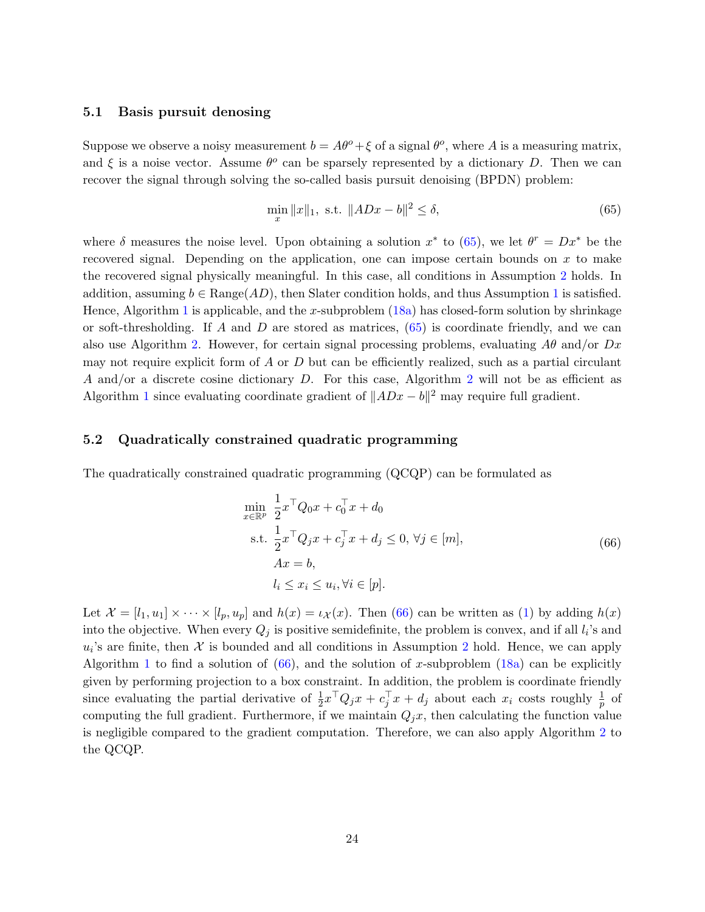### 5.1 Basis pursuit denosing

Suppose we observe a noisy measurement $b = A\theta^o + \xi$ of a signal $\theta^o$, where $A$ is a measuring matrix, and $\xi$ is a noise vector. Assume $\theta^o$ can be sparsely represented by a dictionary $D$. Then we can recover the signal through solving the so-called basis pursuit denoising (BPDN) problem:

$$\min_x \|x\|_1, \text{ s.t. } \|ADx - b\|^2 \leq \delta, \tag{65}$$

where $\delta$ measures the noise level. Upon obtaining a solution $x^*$ to (65), we let $\theta^r = Dx^*$ be the recovered signal. Depending on the application, one can impose certain bounds on $x$ to make the recovered signal physically meaningful. In this case, all conditions in Assumption 2 holds. In addition, assuming $b \in \text{Range}(AD)$, then Slater condition holds, and thus Assumption 1 is satisfied. Hence, Algorithm 1 is applicable, and the $x$-subproblem (18a) has closed-form solution by shrinkage or soft-thresholding. If $A$ and $D$ are stored as matrices, (65) is coordinate friendly, and we can also use Algorithm 2. However, for certain signal processing problems, evaluating $A\theta$ and/or $Dx$ may not require explicit form of $A$ or $D$ but can be efficiently realized, such as a partial circulant $A$ and/or a discrete cosine dictionary $D$. For this case, Algorithm 2 will not be as efficient as Algorithm 1 since evaluating coordinate gradient of $\|ADx - b\|^2$ may require full gradient.

### 5.2 Quadratically constrained quadratic programming

The quadratically constrained quadratic programming (QCQP) can be formulated as

$$\begin{aligned}
\min_{x \in \mathbb{R}^p} \ & \frac{1}{2} x^\top Q_0 x + c_0^\top x + d_0 \\
\text{s.t. } & \frac{1}{2} x^\top Q_j x + c_j^\top x + d_j \leq 0, \ \forall j \in [m], \\
& Ax = b, \\
& l_i \leq x_i \leq u_i, \forall i \in [p].
\end{aligned} \tag{66}$$

Let $\mathcal{X} = [l_1, u_1] \times \cdots \times [l_p, u_p]$ and $h(x) = \iota_{\mathcal{X}}(x)$. Then (66) can be written as (1) by adding $h(x)$ into the objective. When every $Q_j$ is positive semidefinite, the problem is convex, and if all $l_i$'s and $u_i$'s are finite, then $\mathcal{X}$ is bounded and all conditions in Assumption 2 hold. Hence, we can apply Algorithm 1 to find a solution of (66), and the solution of $x$-subproblem (18a) can be explicitly given by performing projection to a box constraint. In addition, the problem is coordinate friendly since evaluating the partial derivative of $\frac{1}{2} x^\top Q_j x + c_j^\top x + d_j$ about each $x_i$ costs roughly $\frac{1}{p}$ of computing the full gradient. Furthermore, if we maintain $Q_j x$, then calculating the function value is negligible compared to the gradient computation. Therefore, we can also apply Algorithm 2 to the QCQP.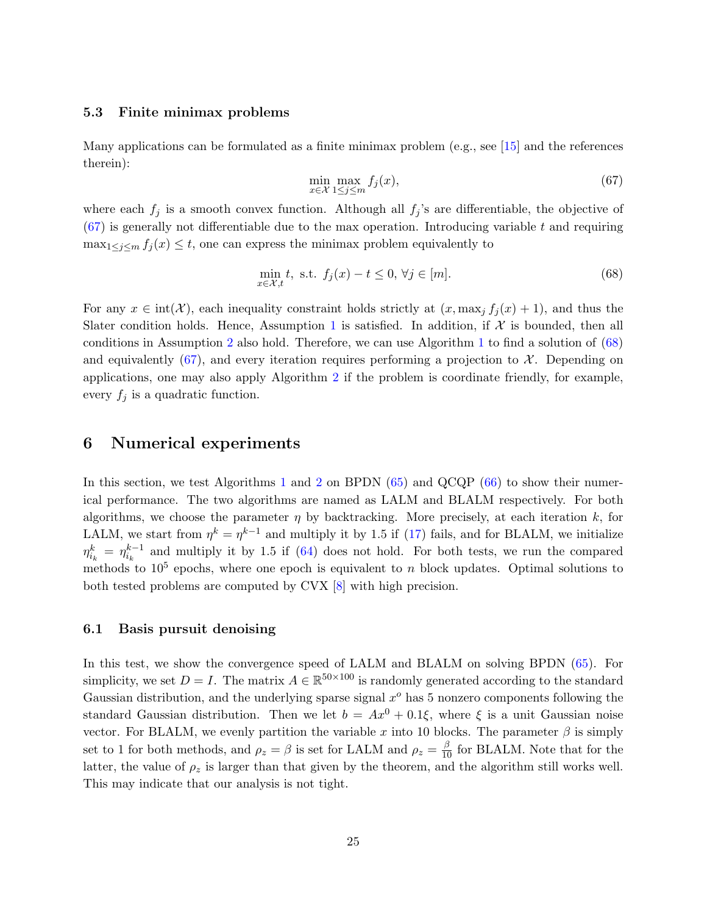### 5.3 Finite minimax problems

Many applications can be formulated as a finite minimax problem (e.g., see [15] and the references therein):

$$\min_{x \in \mathcal{X}} \max_{1 \leq j \leq m} f_j(x), \tag{67}$$

where each $f_j$ is a smooth convex function. Although all $f_j$'s are differentiable, the objective of (67) is generally not differentiable due to the max operation. Introducing variable $t$ and requiring $\max_{1 \leq j \leq m} f_j(x) \leq t$, one can express the minimax problem equivalently to

$$\min_{x \in \mathcal{X}, t} t, \text{ s.t. } f_j(x) - t \leq 0, \forall j \in [m]. \tag{68}$$

For any $x \in \text{int}(\mathcal{X})$, each inequality constraint holds strictly at $(x, \max_j f_j(x) + 1)$, and thus the Slater condition holds. Hence, Assumption 1 is satisfied. In addition, if $\mathcal{X}$ is bounded, then all conditions in Assumption 2 also hold. Therefore, we can use Algorithm 1 to find a solution of (68) and equivalently (67), and every iteration requires performing a projection to $\mathcal{X}$. Depending on applications, one may also apply Algorithm 2 if the problem is coordinate friendly, for example, every $f_j$ is a quadratic function.

## 6 Numerical experiments

In this section, we test Algorithms 1 and 2 on BPDN (65) and QCQP (66) to show their numerical performance. The two algorithms are named as LALM and BLALM respectively. For both algorithms, we choose the parameter $\eta$ by backtracking. More precisely, at each iteration $k$, for LALM, we start from $\eta^k = \eta^{k-1}$ and multiply it by 1.5 if (17) fails, and for BLALM, we initialize $\eta^k_{i_k} = \eta^{k-1}_{i_k}$ and multiply it by 1.5 if (64) does not hold. For both tests, we run the compared methods to $10^5$ epochs, where one epoch is equivalent to $n$ block updates. Optimal solutions to both tested problems are computed by CVX [8] with high precision.

### 6.1 Basis pursuit denoising

In this test, we show the convergence speed of LALM and BLALM on solving BPDN (65). For simplicity, we set $D = I$. The matrix $A \in \mathbb{R}^{50 \times 100}$ is randomly generated according to the standard Gaussian distribution, and the underlying sparse signal $x^o$ has 5 nonzero components following the standard Gaussian distribution. Then we let $b = Ax^0 + 0.1\xi$, where $\xi$ is a unit Gaussian noise vector. For BLALM, we evenly partition the variable $x$ into 10 blocks. The parameter $\beta$ is simply set to 1 for both methods, and $\rho_z = \beta$ is set for LALM and $\rho_z = \frac{\beta}{10}$ for BLALM. Note that for the latter, the value of $\rho_z$ is larger than that given by the theorem, and the algorithm still works well. This may indicate that our analysis is not tight.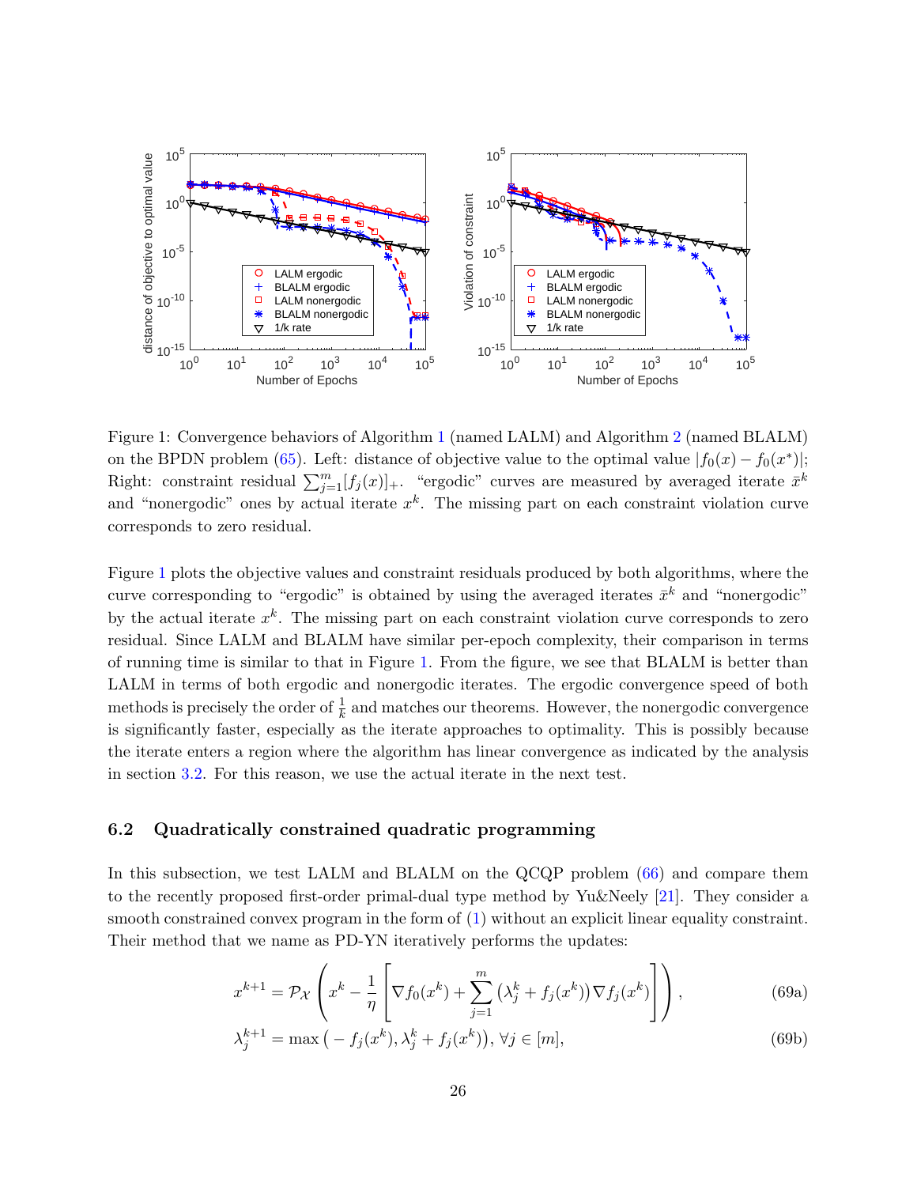Figure 1: Convergence behaviors of Algorithm 1 (named LALM) and Algorithm 2 (named BLALM) on the BPDN problem (65). Left: distance of objective value to the optimal value $|f_0(x) - f_0(x^*)|$; Right: constraint residual $\sum_{j=1}^m [f_j(x)]_+$. "ergodic" curves are measured by averaged iterate $\bar{x}^k$ and "nonergodic" ones by actual iterate $x^k$. The missing part on each constraint violation curve corresponds to zero residual.

Figure 1 plots the objective values and constraint residuals produced by both algorithms, where the curve corresponding to "ergodic" is obtained by using the averaged iterates $\bar{x}^k$ and "nonergodic" by the actual iterate $x^k$. The missing part on each constraint violation curve corresponds to zero residual. Since LALM and BLALM have similar per-epoch complexity, their comparison in terms of running time is similar to that in Figure 1. From the figure, we see that BLALM is better than LALM in terms of both ergodic and nonergodic iterates. The ergodic convergence speed of both methods is precisely the order of $\frac{1}{k}$ and matches our theorems. However, the nonergodic convergence is significantly faster, especially as the iterate approaches to optimality. This is possibly because the iterate enters a region where the algorithm has linear convergence as indicated by the analysis in section 3.2. For this reason, we use the actual iterate in the next test.

## 6.2 Quadratically constrained quadratic programming

In this subsection, we test LALM and BLALM on the QCQP problem (66) and compare them to the recently proposed first-order primal-dual type method by Yu&Neely [21]. They consider a smooth constrained convex program in the form of (1) without an explicit linear equality constraint. Their method that we name as PD-YN iteratively performs the updates:

$$x^{k+1} = \mathcal{P}_{\mathcal{X}}\left(x^k - \frac{1}{\eta}\left[\nabla f_0(x^k) + \sum_{j=1}^m \left(\lambda_j^k + f_j(x^k)\right)\nabla f_j(x^k)\right]\right), \tag{69a}$$

$$\lambda_j^{k+1} = \max\left(-f_j(x^k), \lambda_j^k + f_j(x^k)\right), \forall j \in [m], \tag{69b}$$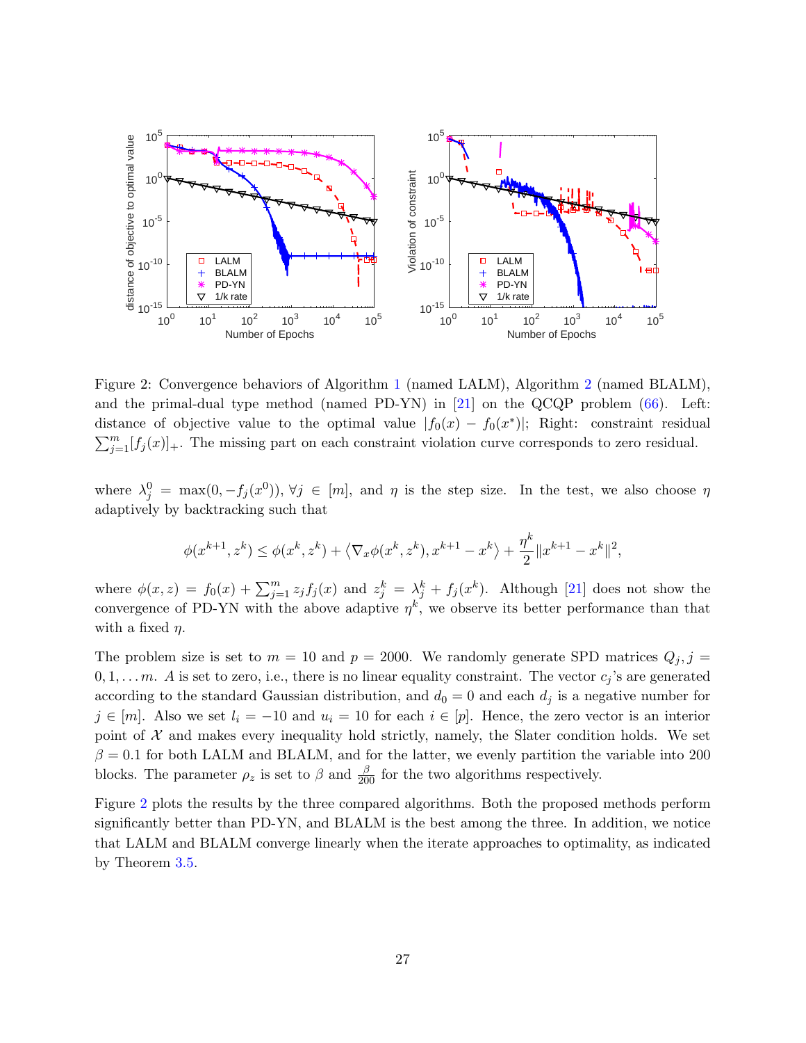Figure 2: Convergence behaviors of Algorithm 1 (named LALM), Algorithm 2 (named BLALM), and the primal-dual type method (named PD-YN) in [21] on the QCQP problem (66). Left: distance of objective value to the optimal value $|f_0(x) - f_0(x^*)|$; Right: constraint residual $\sum_{j=1}^m [f_j(x)]_+$. The missing part on each constraint violation curve corresponds to zero residual.

where $\lambda_j^0 = \max(0, -f_j(x^0)), \forall j \in [m]$, and $\eta$ is the step size. In the test, we also choose $\eta$ adaptively by backtracking such that

$$\phi(x^{k+1}, z^k) \le \phi(x^k, z^k) + \langle \nabla_x \phi(x^k, z^k), x^{k+1} - x^k \rangle + \frac{\eta^k}{2} \|x^{k+1} - x^k\|^2,$$

where $\phi(x, z) = f_0(x) + \sum_{j=1}^m z_j f_j(x)$ and $z_j^k = \lambda_j^k + f_j(x^k)$. Although [21] does not show the convergence of PD-YN with the above adaptive $\eta^k$, we observe its better performance than that with a fixed $\eta$.

The problem size is set to $m = 10$ and $p = 2000$. We randomly generate SPD matrices $Q_j, j = 0, 1, \dots m$. $A$ is set to zero, i.e., there is no linear equality constraint. The vector $c_j$'s are generated according to the standard Gaussian distribution, and $d_0 = 0$ and each $d_j$ is a negative number for $j \in [m]$. Also we set $l_i = -10$ and $u_i = 10$ for each $i \in [p]$. Hence, the zero vector is an interior point of $\mathcal{X}$ and makes every inequality hold strictly, namely, the Slater condition holds. We set $\beta = 0.1$ for both LALM and BLALM, and for the latter, we evenly partition the variable into 200 blocks. The parameter $\rho_z$ is set to $\beta$ and $\frac{\beta}{200}$ for the two algorithms respectively.

Figure 2 plots the results by the three compared algorithms. Both the proposed methods perform significantly better than PD-YN, and BLALM is the best among the three. In addition, we notice that LALM and BLALM converge linearly when the iterate approaches to optimality, as indicated by Theorem 3.5.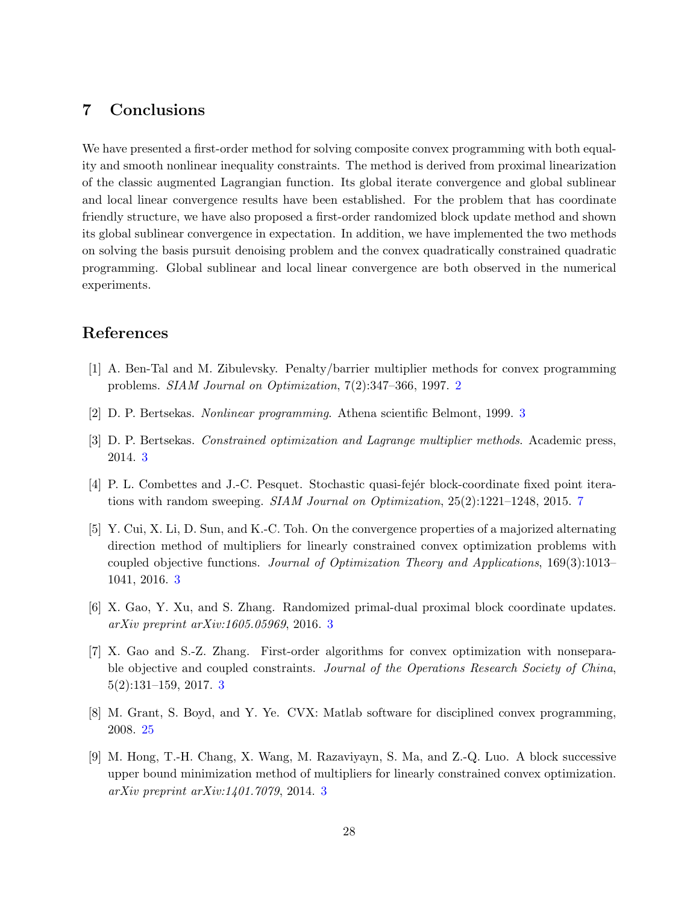## 7 Conclusions

We have presented a first-order method for solving composite convex programming with both equality and smooth nonlinear inequality constraints. The method is derived from proximal linearization of the classic augmented Lagrangian function. Its global iterate convergence and global sublinear and local linear convergence results have been established. For the problem that has coordinate friendly structure, we have also proposed a first-order randomized block update method and shown its global sublinear convergence in expectation. In addition, we have implemented the two methods on solving the basis pursuit denoising problem and the convex quadratically constrained quadratic programming. Global sublinear and local linear convergence are both observed in the numerical experiments.

## References

[1] A. Ben-Tal and M. Zibulevsky. Penalty/barrier multiplier methods for convex programming problems. *SIAM Journal on Optimization*, 7(2):347–366, 1997. 2

[2] D. P. Bertsekas. *Nonlinear programming*. Athena scientific Belmont, 1999. 3

[3] D. P. Bertsekas. *Constrained optimization and Lagrange multiplier methods*. Academic press, 2014. 3

[4] P. L. Combettes and J.-C. Pesquet. Stochastic quasi-fejér block-coordinate fixed point iterations with random sweeping. *SIAM Journal on Optimization*, 25(2):1221–1248, 2015. 7

[5] Y. Cui, X. Li, D. Sun, and K.-C. Toh. On the convergence properties of a majorized alternating direction method of multipliers for linearly constrained convex optimization problems with coupled objective functions. *Journal of Optimization Theory and Applications*, 169(3):1013–1041, 2016. 3

[6] X. Gao, Y. Xu, and S. Zhang. Randomized primal-dual proximal block coordinate updates. *arXiv preprint arXiv:1605.05969*, 2016. 3

[7] X. Gao and S.-Z. Zhang. First-order algorithms for convex optimization with nonseparable objective and coupled constraints. *Journal of the Operations Research Society of China*, 5(2):131–159, 2017. 3

[8] M. Grant, S. Boyd, and Y. Ye. CVX: Matlab software for disciplined convex programming, 2008. 25

[9] M. Hong, T.-H. Chang, X. Wang, M. Razaviyayn, S. Ma, and Z.-Q. Luo. A block successive upper bound minimization method of multipliers for linearly constrained convex optimization. *arXiv preprint arXiv:1401.7079*, 2014. 3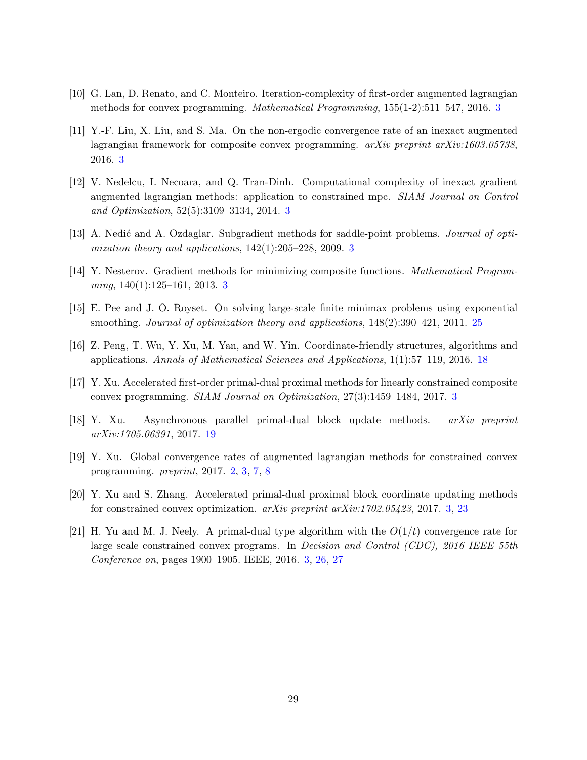[10] G. Lan, D. Renato, and C. Monteiro. Iteration-complexity of first-order augmented lagrangian methods for convex programming. *Mathematical Programming*, 155(1-2):511–547, 2016. 3

[11] Y.-F. Liu, X. Liu, and S. Ma. On the non-ergodic convergence rate of an inexact augmented lagrangian framework for composite convex programming. *arXiv preprint arXiv:1603.05738*, 2016. 3

[12] V. Nedelcu, I. Necoara, and Q. Tran-Dinh. Computational complexity of inexact gradient augmented lagrangian methods: application to constrained mpc. *SIAM Journal on Control and Optimization*, 52(5):3109–3134, 2014. 3

[13] A. Nedić and A. Ozdaglar. Subgradient methods for saddle-point problems. *Journal of optimization theory and applications*, 142(1):205–228, 2009. 3

[14] Y. Nesterov. Gradient methods for minimizing composite functions. *Mathematical Programming*, 140(1):125–161, 2013. 3

[15] E. Pee and J. O. Royset. On solving large-scale finite minimax problems using exponential smoothing. *Journal of optimization theory and applications*, 148(2):390–421, 2011. 25

[16] Z. Peng, T. Wu, Y. Xu, M. Yan, and W. Yin. Coordinate-friendly structures, algorithms and applications. *Annals of Mathematical Sciences and Applications*, 1(1):57–119, 2016. 18

[17] Y. Xu. Accelerated first-order primal-dual proximal methods for linearly constrained composite convex programming. *SIAM Journal on Optimization*, 27(3):1459–1484, 2017. 3

[18] Y. Xu. Asynchronous parallel primal-dual block update methods. *arXiv preprint arXiv:1705.06391*, 2017. 19

[19] Y. Xu. Global convergence rates of augmented lagrangian methods for constrained convex programming. *preprint*, 2017. 2, 3, 7, 8

[20] Y. Xu and S. Zhang. Accelerated primal-dual proximal block coordinate updating methods for constrained convex optimization. *arXiv preprint arXiv:1702.05423*, 2017. 3, 23

[21] H. Yu and M. J. Neely. A primal-dual type algorithm with the $O(1/t)$ convergence rate for large scale constrained convex programs. In *Decision and Control (CDC), 2016 IEEE 55th Conference on*, pages 1900–1905. IEEE, 2016. 3, 26, 27